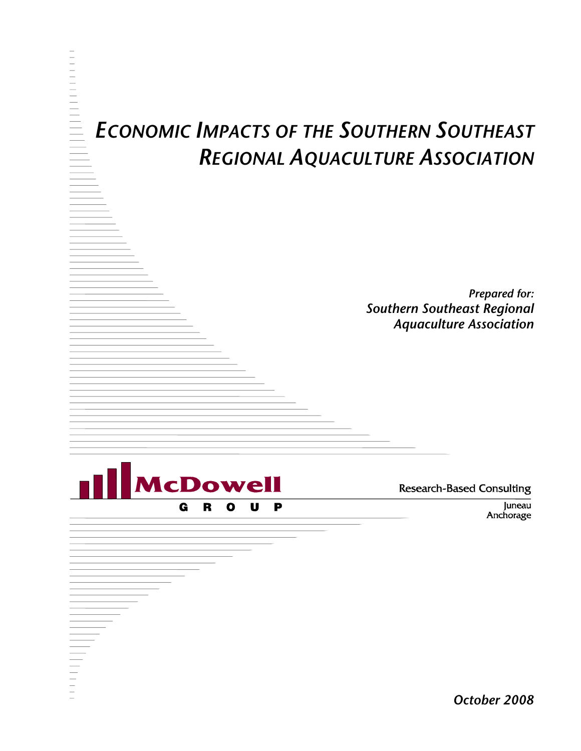# Economic Impacts of the Southern Southeast Regional Aquaculture Association

*Prepared for:*

*Southern Southeast Regional Aquaculture Association*

McDowell Group

Research-Based Consulting

Juneau
Anchorage

*October 2008*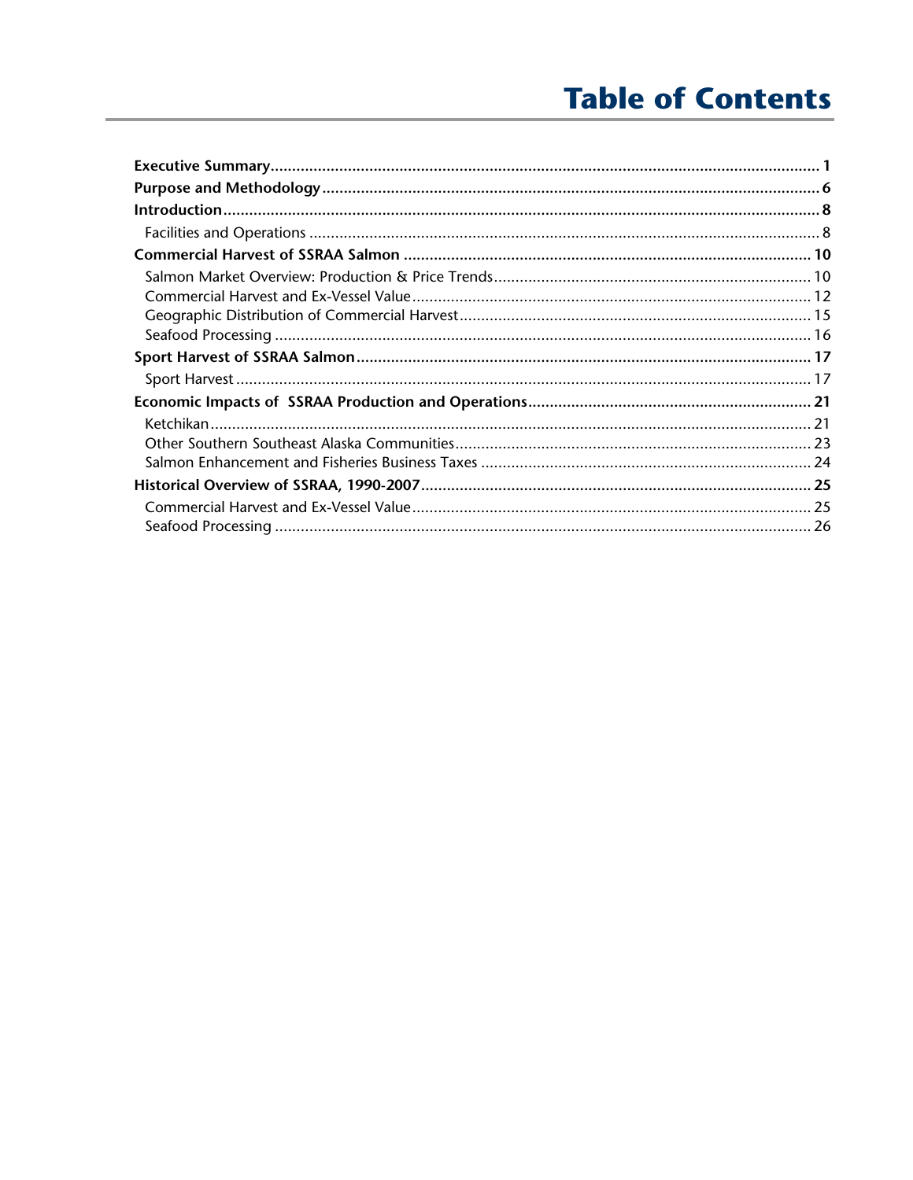# Table of Contents

**Executive Summary** .......... **1**

**Purpose and Methodology** .......... **6**

**Introduction** .......... **8**

- Facilities and Operations .......... 8

**Commercial Harvest of SSRAA Salmon** .......... **10**

- Salmon Market Overview: Production & Price Trends .......... 10
- Commercial Harvest and Ex-Vessel Value .......... 12
- Geographic Distribution of Commercial Harvest .......... 15
- Seafood Processing .......... 16

**Sport Harvest of SSRAA Salmon** .......... **17**

- Sport Harvest .......... 17

**Economic Impacts of SSRAA Production and Operations** .......... **21**

- Ketchikan .......... 21
- Other Southern Southeast Alaska Communities .......... 23
- Salmon Enhancement and Fisheries Business Taxes .......... 24

**Historical Overview of SSRAA, 1990-2007** .......... **25**

- Commercial Harvest and Ex-Vessel Value .......... 25
- Seafood Processing .......... 26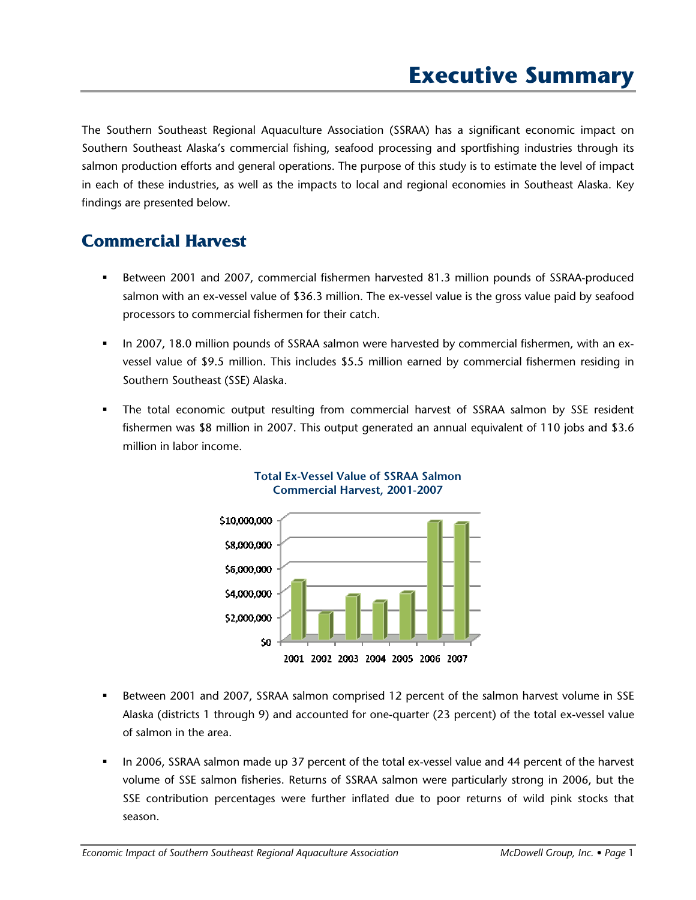# Executive Summary

The Southern Southeast Regional Aquaculture Association (SSRAA) has a significant economic impact on Southern Southeast Alaska's commercial fishing, seafood processing and sportfishing industries through its salmon production efforts and general operations. The purpose of this study is to estimate the level of impact in each of these industries, as well as the impacts to local and regional economies in Southeast Alaska. Key findings are presented below.

## Commercial Harvest

- Between 2001 and 2007, commercial fishermen harvested 81.3 million pounds of SSRAA-produced salmon with an ex-vessel value of $36.3 million. The ex-vessel value is the gross value paid by seafood processors to commercial fishermen for their catch.
- In 2007, 18.0 million pounds of SSRAA salmon were harvested by commercial fishermen, with an ex-vessel value of $9.5 million. This includes $5.5 million earned by commercial fishermen residing in Southern Southeast (SSE) Alaska.
- The total economic output resulting from commercial harvest of SSRAA salmon by SSE resident fishermen was $8 million in 2007. This output generated an annual equivalent of 110 jobs and $3.6 million in labor income.

**Total Ex-Vessel Value of SSRAA Salmon Commercial Harvest, 2001-2007**

- Between 2001 and 2007, SSRAA salmon comprised 12 percent of the salmon harvest volume in SSE Alaska (districts 1 through 9) and accounted for one-quarter (23 percent) of the total ex-vessel value of salmon in the area.
- In 2006, SSRAA salmon made up 37 percent of the total ex-vessel value and 44 percent of the harvest volume of SSE salmon fisheries. Returns of SSRAA salmon were particularly strong in 2006, but the SSE contribution percentages were further inflated due to poor returns of wild pink stocks that season.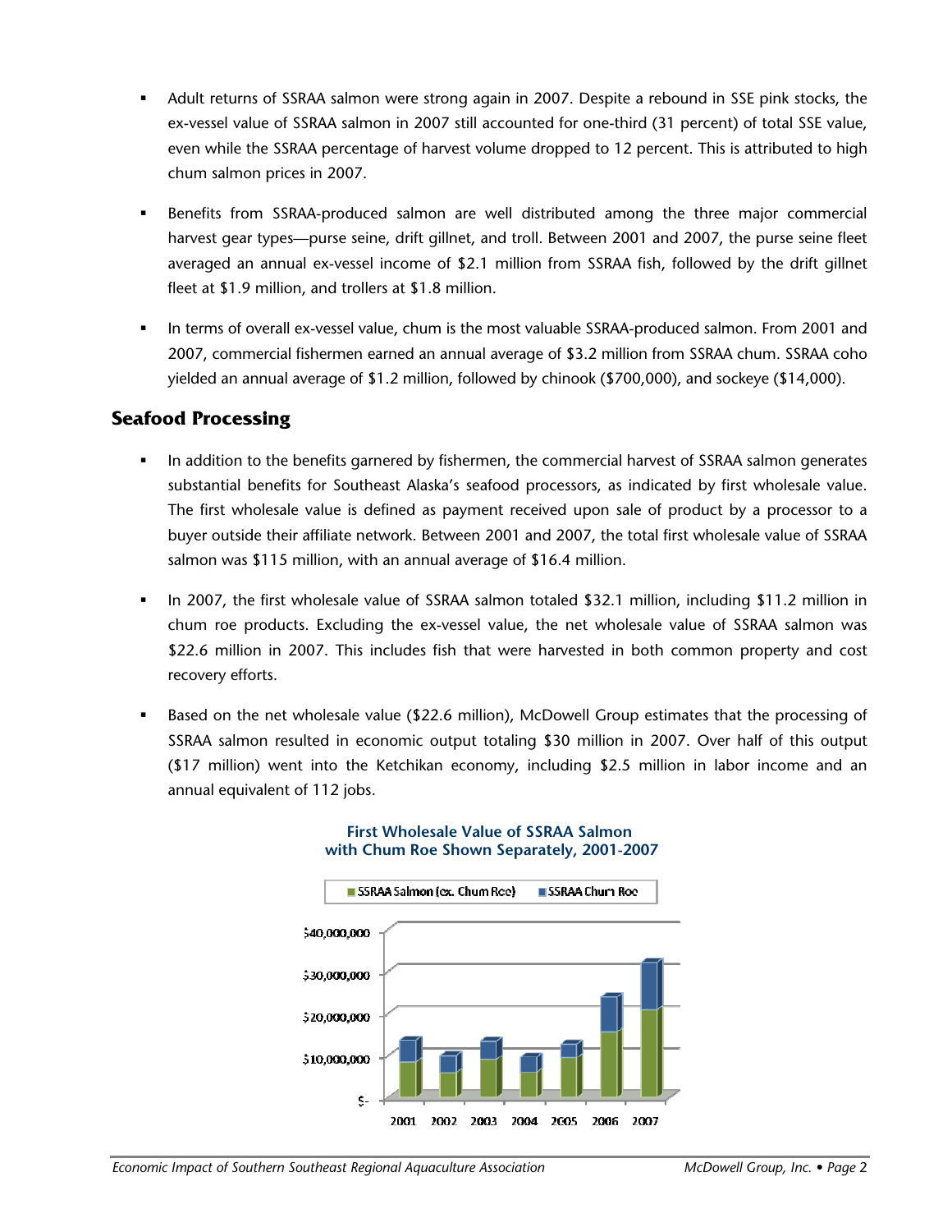- Adult returns of SSRAA salmon were strong again in 2007. Despite a rebound in SSE pink stocks, the ex-vessel value of SSRAA salmon in 2007 still accounted for one-third (31 percent) of total SSE value, even while the SSRAA percentage of harvest volume dropped to 12 percent. This is attributed to high chum salmon prices in 2007.

- Benefits from SSRAA-produced salmon are well distributed among the three major commercial harvest gear types—purse seine, drift gillnet, and troll. Between 2001 and 2007, the purse seine fleet averaged an annual ex-vessel income of $2.1 million from SSRAA fish, followed by the drift gillnet fleet at $1.9 million, and trollers at $1.8 million.

- In terms of overall ex-vessel value, chum is the most valuable SSRAA-produced salmon. From 2001 and 2007, commercial fishermen earned an annual average of $3.2 million from SSRAA chum. SSRAA coho yielded an annual average of $1.2 million, followed by chinook ($700,000), and sockeye ($14,000).

## Seafood Processing

- In addition to the benefits garnered by fishermen, the commercial harvest of SSRAA salmon generates substantial benefits for Southeast Alaska's seafood processors, as indicated by first wholesale value. The first wholesale value is defined as payment received upon sale of product by a processor to a buyer outside their affiliate network. Between 2001 and 2007, the total first wholesale value of SSRAA salmon was $115 million, with an annual average of $16.4 million.

- In 2007, the first wholesale value of SSRAA salmon totaled $32.1 million, including $11.2 million in chum roe products. Excluding the ex-vessel value, the net wholesale value of SSRAA salmon was $22.6 million in 2007. This includes fish that were harvested in both common property and cost recovery efforts.

- Based on the net wholesale value ($22.6 million), McDowell Group estimates that the processing of SSRAA salmon resulted in economic output totaling $30 million in 2007. Over half of this output ($17 million) went into the Ketchikan economy, including $2.5 million in labor income and an annual equivalent of 112 jobs.

**First Wholesale Value of SSRAA Salmon with Chum Roe Shown Separately, 2001-2007**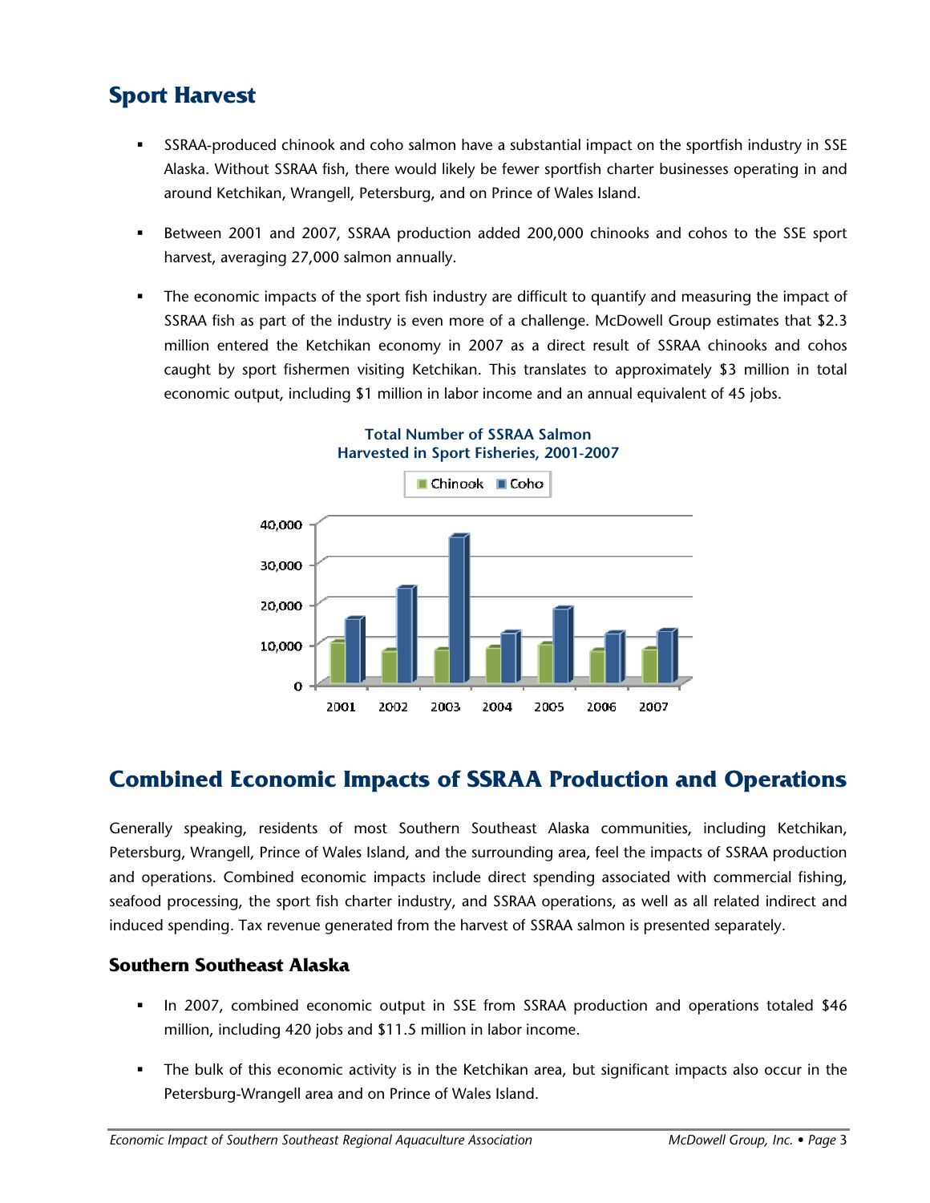## Sport Harvest

- SSRAA-produced chinook and coho salmon have a substantial impact on the sportfish industry in SSE Alaska. Without SSRAA fish, there would likely be fewer sportfish charter businesses operating in and around Ketchikan, Wrangell, Petersburg, and on Prince of Wales Island.
- Between 2001 and 2007, SSRAA production added 200,000 chinooks and cohos to the SSE sport harvest, averaging 27,000 salmon annually.
- The economic impacts of the sport fish industry are difficult to quantify and measuring the impact of SSRAA fish as part of the industry is even more of a challenge. McDowell Group estimates that $2.3 million entered the Ketchikan economy in 2007 as a direct result of SSRAA chinooks and cohos caught by sport fishermen visiting Ketchikan. This translates to approximately $3 million in total economic output, including $1 million in labor income and an annual equivalent of 45 jobs.

**Total Number of SSRAA Salmon Harvested in Sport Fisheries, 2001-2007**

## Combined Economic Impacts of SSRAA Production and Operations

Generally speaking, residents of most Southern Southeast Alaska communities, including Ketchikan, Petersburg, Wrangell, Prince of Wales Island, and the surrounding area, feel the impacts of SSRAA production and operations. Combined economic impacts include direct spending associated with commercial fishing, seafood processing, the sport fish charter industry, and SSRAA operations, as well as all related indirect and induced spending. Tax revenue generated from the harvest of SSRAA salmon is presented separately.

### Southern Southeast Alaska

- In 2007, combined economic output in SSE from SSRAA production and operations totaled $46 million, including 420 jobs and $11.5 million in labor income.
- The bulk of this economic activity is in the Ketchikan area, but significant impacts also occur in the Petersburg-Wrangell area and on Prince of Wales Island.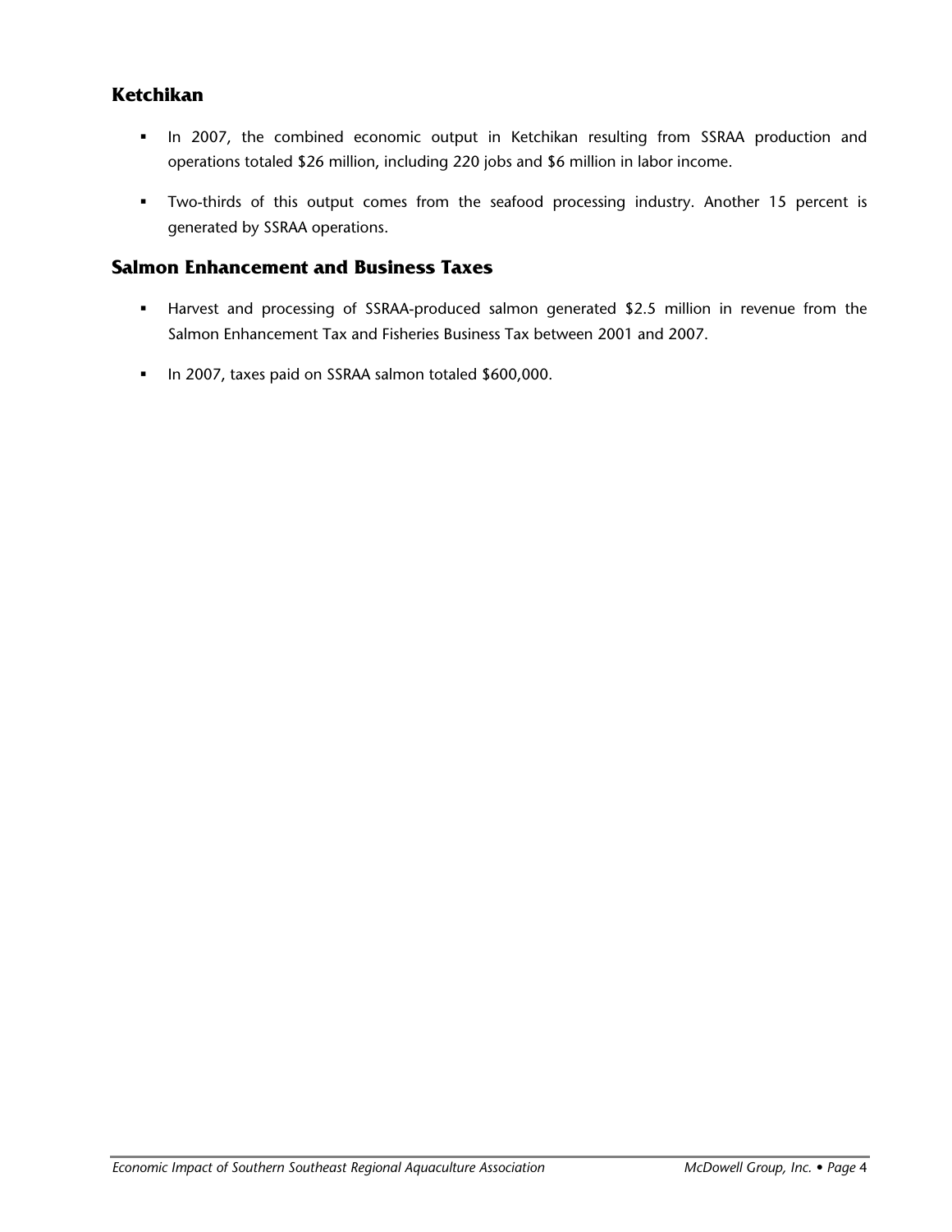### Ketchikan

- In 2007, the combined economic output in Ketchikan resulting from SSRAA production and operations totaled $26 million, including 220 jobs and $6 million in labor income.
- Two-thirds of this output comes from the seafood processing industry. Another 15 percent is generated by SSRAA operations.

### Salmon Enhancement and Business Taxes

- Harvest and processing of SSRAA-produced salmon generated $2.5 million in revenue from the Salmon Enhancement Tax and Fisheries Business Tax between 2001 and 2007.
- In 2007, taxes paid on SSRAA salmon totaled $600,000.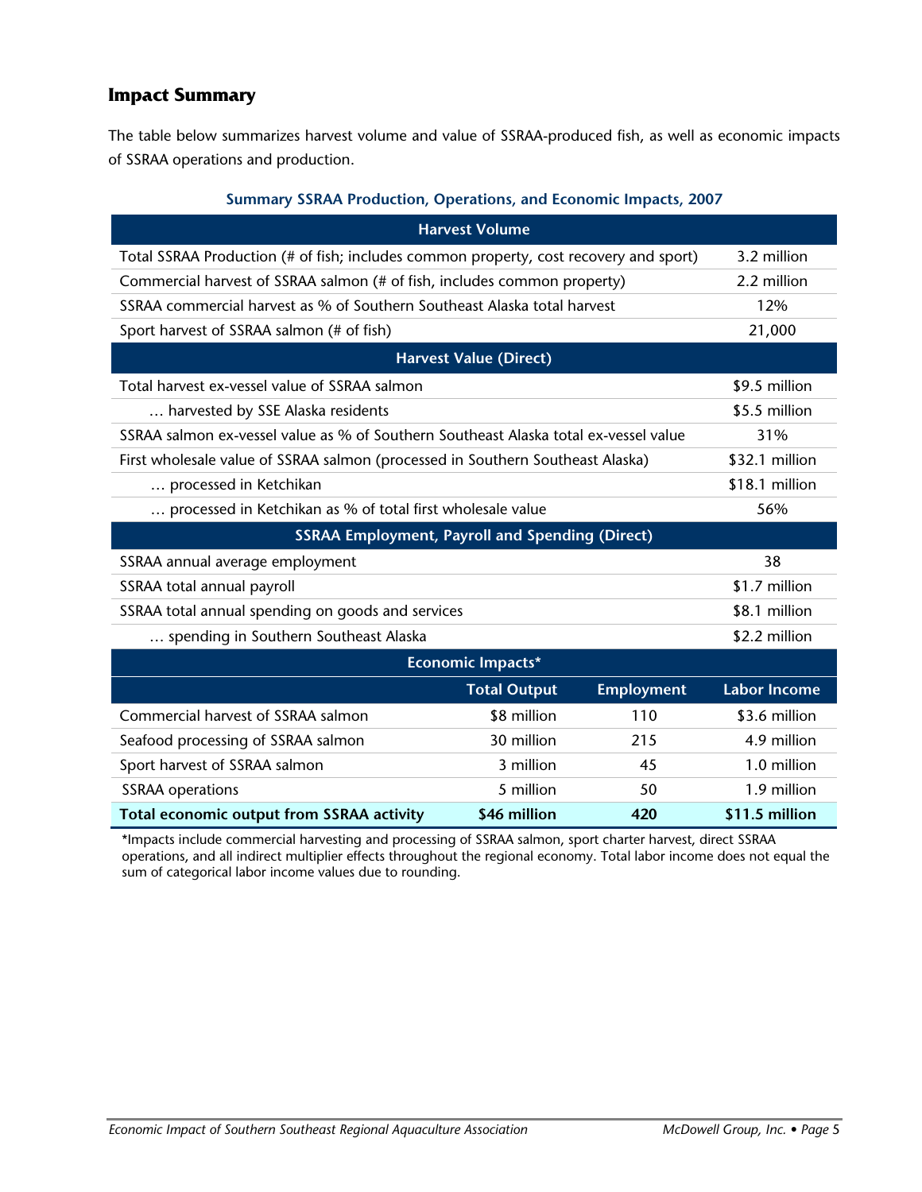## Impact Summary

The table below summarizes harvest volume and value of SSRAA-produced fish, as well as economic impacts of SSRAA operations and production.

**Summary SSRAA Production, Operations, and Economic Impacts, 2007**

| **Harvest Volume** | | | |
|---|---|---|---|
| Total SSRAA Production (# of fish; includes common property, cost recovery and sport) | | | 3.2 million |
| Commercial harvest of SSRAA salmon (# of fish, includes common property) | | | 2.2 million |
| SSRAA commercial harvest as % of Southern Southeast Alaska total harvest | | | 12% |
| Sport harvest of SSRAA salmon (# of fish) | | | 21,000 |
| **Harvest Value (Direct)** | | | |
| Total harvest ex-vessel value of SSRAA salmon | | | $9.5 million |
| … harvested by SSE Alaska residents | | | $5.5 million |
| SSRAA salmon ex-vessel value as % of Southern Southeast Alaska total ex-vessel value | | | 31% |
| First wholesale value of SSRAA salmon (processed in Southern Southeast Alaska) | | | $32.1 million |
| … processed in Ketchikan | | | $18.1 million |
| … processed in Ketchikan as % of total first wholesale value | | | 56% |
| **SSRAA Employment, Payroll and Spending (Direct)** | | | |
| SSRAA annual average employment | | | 38 |
| SSRAA total annual payroll | | | $1.7 million |
| SSRAA total annual spending on goods and services | | | $8.1 million |
| … spending in Southern Southeast Alaska | | | $2.2 million |
| **Economic Impacts*** | | | |
| | **Total Output** | **Employment** | **Labor Income** |
| Commercial harvest of SSRAA salmon | $8 million | 110 | $3.6 million |
| Seafood processing of SSRAA salmon | 30 million | 215 | 4.9 million |
| Sport harvest of SSRAA salmon | 3 million | 45 | 1.0 million |
| SSRAA operations | 5 million | 50 | 1.9 million |
| **Total economic output from SSRAA activity** | **$46 million** | **420** | **$11.5 million** |

*Impacts include commercial harvesting and processing of SSRAA salmon, sport charter harvest, direct SSRAA operations, and all indirect multiplier effects throughout the regional economy. Total labor income does not equal the sum of categorical labor income values due to rounding.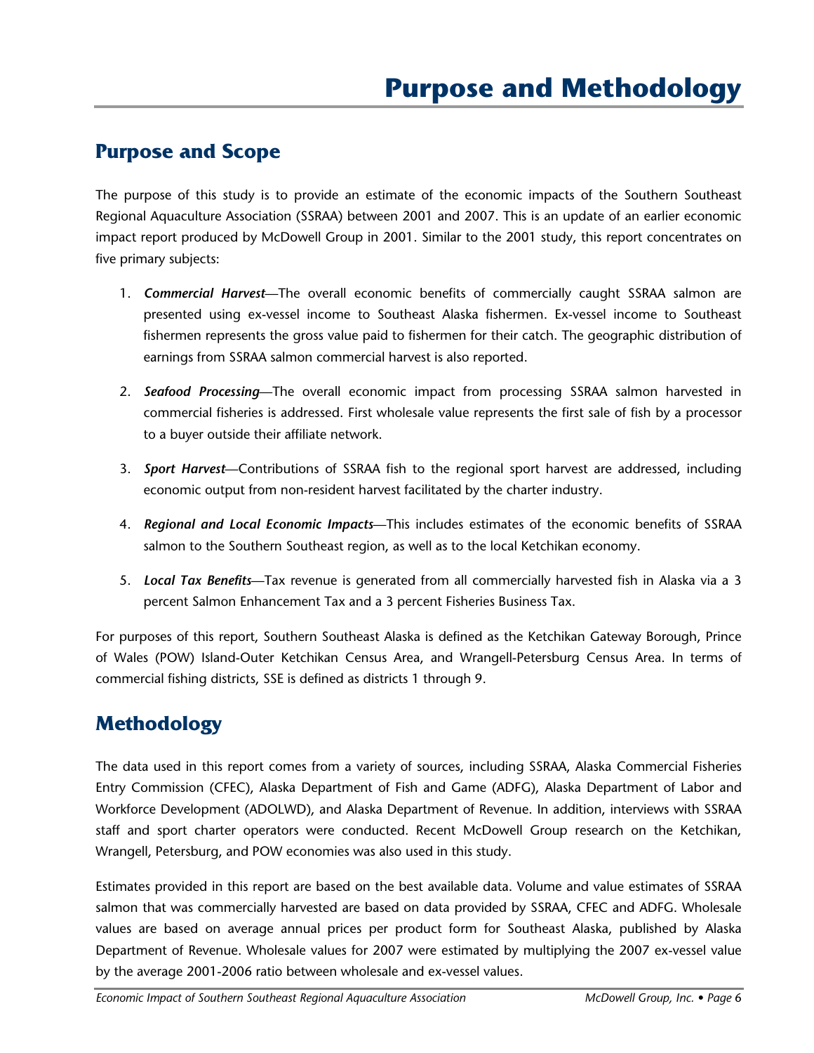# Purpose and Methodology

## Purpose and Scope

The purpose of this study is to provide an estimate of the economic impacts of the Southern Southeast Regional Aquaculture Association (SSRAA) between 2001 and 2007. This is an update of an earlier economic impact report produced by McDowell Group in 2001. Similar to the 2001 study, this report concentrates on five primary subjects:

1. ***Commercial Harvest***—The overall economic benefits of commercially caught SSRAA salmon are presented using ex-vessel income to Southeast Alaska fishermen. Ex-vessel income to Southeast fishermen represents the gross value paid to fishermen for their catch. The geographic distribution of earnings from SSRAA salmon commercial harvest is also reported.

2. ***Seafood Processing***—The overall economic impact from processing SSRAA salmon harvested in commercial fisheries is addressed. First wholesale value represents the first sale of fish by a processor to a buyer outside their affiliate network.

3. ***Sport Harvest***—Contributions of SSRAA fish to the regional sport harvest are addressed, including economic output from non-resident harvest facilitated by the charter industry.

4. ***Regional and Local Economic Impacts***—This includes estimates of the economic benefits of SSRAA salmon to the Southern Southeast region, as well as to the local Ketchikan economy.

5. ***Local Tax Benefits***—Tax revenue is generated from all commercially harvested fish in Alaska via a 3 percent Salmon Enhancement Tax and a 3 percent Fisheries Business Tax.

For purposes of this report, Southern Southeast Alaska is defined as the Ketchikan Gateway Borough, Prince of Wales (POW) Island-Outer Ketchikan Census Area, and Wrangell-Petersburg Census Area. In terms of commercial fishing districts, SSE is defined as districts 1 through 9.

## Methodology

The data used in this report comes from a variety of sources, including SSRAA, Alaska Commercial Fisheries Entry Commission (CFEC), Alaska Department of Fish and Game (ADFG), Alaska Department of Labor and Workforce Development (ADOLWD), and Alaska Department of Revenue. In addition, interviews with SSRAA staff and sport charter operators were conducted. Recent McDowell Group research on the Ketchikan, Wrangell, Petersburg, and POW economies was also used in this study.

Estimates provided in this report are based on the best available data. Volume and value estimates of SSRAA salmon that was commercially harvested are based on data provided by SSRAA, CFEC and ADFG. Wholesale values are based on average annual prices per product form for Southeast Alaska, published by Alaska Department of Revenue. Wholesale values for 2007 were estimated by multiplying the 2007 ex-vessel value by the average 2001-2006 ratio between wholesale and ex-vessel values.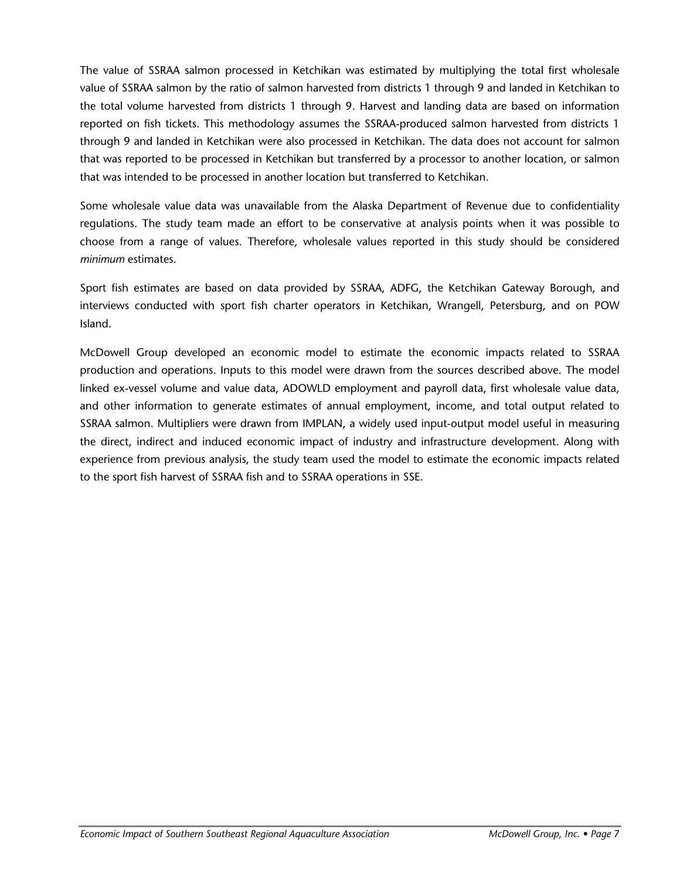The value of SSRAA salmon processed in Ketchikan was estimated by multiplying the total first wholesale value of SSRAA salmon by the ratio of salmon harvested from districts 1 through 9 and landed in Ketchikan to the total volume harvested from districts 1 through 9. Harvest and landing data are based on information reported on fish tickets. This methodology assumes the SSRAA-produced salmon harvested from districts 1 through 9 and landed in Ketchikan were also processed in Ketchikan. The data does not account for salmon that was reported to be processed in Ketchikan but transferred by a processor to another location, or salmon that was intended to be processed in another location but transferred to Ketchikan.

Some wholesale value data was unavailable from the Alaska Department of Revenue due to confidentiality regulations. The study team made an effort to be conservative at analysis points when it was possible to choose from a range of values. Therefore, wholesale values reported in this study should be considered *minimum* estimates.

Sport fish estimates are based on data provided by SSRAA, ADFG, the Ketchikan Gateway Borough, and interviews conducted with sport fish charter operators in Ketchikan, Wrangell, Petersburg, and on POW Island.

McDowell Group developed an economic model to estimate the economic impacts related to SSRAA production and operations. Inputs to this model were drawn from the sources described above. The model linked ex-vessel volume and value data, ADOWLD employment and payroll data, first wholesale value data, and other information to generate estimates of annual employment, income, and total output related to SSRAA salmon. Multipliers were drawn from IMPLAN, a widely used input-output model useful in measuring the direct, indirect and induced economic impact of industry and infrastructure development. Along with experience from previous analysis, the study team used the model to estimate the economic impacts related to the sport fish harvest of SSRAA fish and to SSRAA operations in SSE.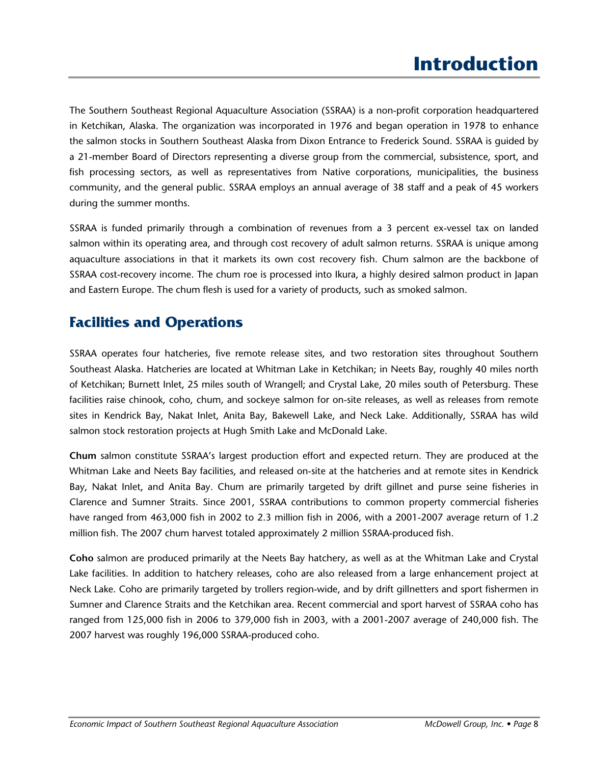# Introduction

The Southern Southeast Regional Aquaculture Association (SSRAA) is a non-profit corporation headquartered in Ketchikan, Alaska. The organization was incorporated in 1976 and began operation in 1978 to enhance the salmon stocks in Southern Southeast Alaska from Dixon Entrance to Frederick Sound. SSRAA is guided by a 21-member Board of Directors representing a diverse group from the commercial, subsistence, sport, and fish processing sectors, as well as representatives from Native corporations, municipalities, the business community, and the general public. SSRAA employs an annual average of 38 staff and a peak of 45 workers during the summer months.

SSRAA is funded primarily through a combination of revenues from a 3 percent ex-vessel tax on landed salmon within its operating area, and through cost recovery of adult salmon returns. SSRAA is unique among aquaculture associations in that it markets its own cost recovery fish. Chum salmon are the backbone of SSRAA cost-recovery income. The chum roe is processed into Ikura, a highly desired salmon product in Japan and Eastern Europe. The chum flesh is used for a variety of products, such as smoked salmon.

## Facilities and Operations

SSRAA operates four hatcheries, five remote release sites, and two restoration sites throughout Southern Southeast Alaska. Hatcheries are located at Whitman Lake in Ketchikan; in Neets Bay, roughly 40 miles north of Ketchikan; Burnett Inlet, 25 miles south of Wrangell; and Crystal Lake, 20 miles south of Petersburg. These facilities raise chinook, coho, chum, and sockeye salmon for on-site releases, as well as releases from remote sites in Kendrick Bay, Nakat Inlet, Anita Bay, Bakewell Lake, and Neck Lake. Additionally, SSRAA has wild salmon stock restoration projects at Hugh Smith Lake and McDonald Lake.

**Chum** salmon constitute SSRAA's largest production effort and expected return. They are produced at the Whitman Lake and Neets Bay facilities, and released on-site at the hatcheries and at remote sites in Kendrick Bay, Nakat Inlet, and Anita Bay. Chum are primarily targeted by drift gillnet and purse seine fisheries in Clarence and Sumner Straits. Since 2001, SSRAA contributions to common property commercial fisheries have ranged from 463,000 fish in 2002 to 2.3 million fish in 2006, with a 2001-2007 average return of 1.2 million fish. The 2007 chum harvest totaled approximately 2 million SSRAA-produced fish.

**Coho** salmon are produced primarily at the Neets Bay hatchery, as well as at the Whitman Lake and Crystal Lake facilities. In addition to hatchery releases, coho are also released from a large enhancement project at Neck Lake. Coho are primarily targeted by trollers region-wide, and by drift gillnetters and sport fishermen in Sumner and Clarence Straits and the Ketchikan area. Recent commercial and sport harvest of SSRAA coho has ranged from 125,000 fish in 2006 to 379,000 fish in 2003, with a 2001-2007 average of 240,000 fish. The 2007 harvest was roughly 196,000 SSRAA-produced coho.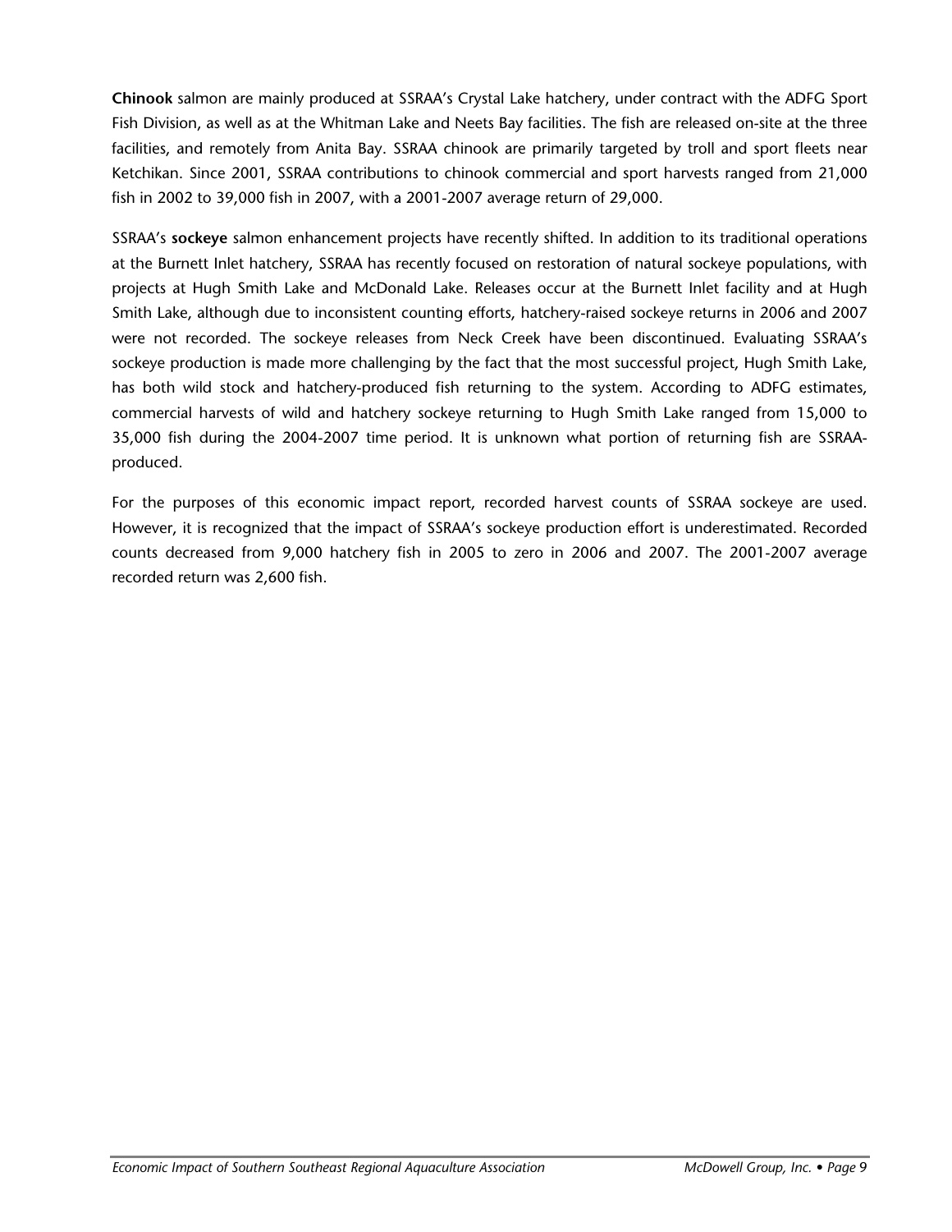**Chinook** salmon are mainly produced at SSRAA's Crystal Lake hatchery, under contract with the ADFG Sport Fish Division, as well as at the Whitman Lake and Neets Bay facilities. The fish are released on-site at the three facilities, and remotely from Anita Bay. SSRAA chinook are primarily targeted by troll and sport fleets near Ketchikan. Since 2001, SSRAA contributions to chinook commercial and sport harvests ranged from 21,000 fish in 2002 to 39,000 fish in 2007, with a 2001-2007 average return of 29,000.

SSRAA's **sockeye** salmon enhancement projects have recently shifted. In addition to its traditional operations at the Burnett Inlet hatchery, SSRAA has recently focused on restoration of natural sockeye populations, with projects at Hugh Smith Lake and McDonald Lake. Releases occur at the Burnett Inlet facility and at Hugh Smith Lake, although due to inconsistent counting efforts, hatchery-raised sockeye returns in 2006 and 2007 were not recorded. The sockeye releases from Neck Creek have been discontinued. Evaluating SSRAA's sockeye production is made more challenging by the fact that the most successful project, Hugh Smith Lake, has both wild stock and hatchery-produced fish returning to the system. According to ADFG estimates, commercial harvests of wild and hatchery sockeye returning to Hugh Smith Lake ranged from 15,000 to 35,000 fish during the 2004-2007 time period. It is unknown what portion of returning fish are SSRAA-produced.

For the purposes of this economic impact report, recorded harvest counts of SSRAA sockeye are used. However, it is recognized that the impact of SSRAA's sockeye production effort is underestimated. Recorded counts decreased from 9,000 hatchery fish in 2005 to zero in 2006 and 2007. The 2001-2007 average recorded return was 2,600 fish.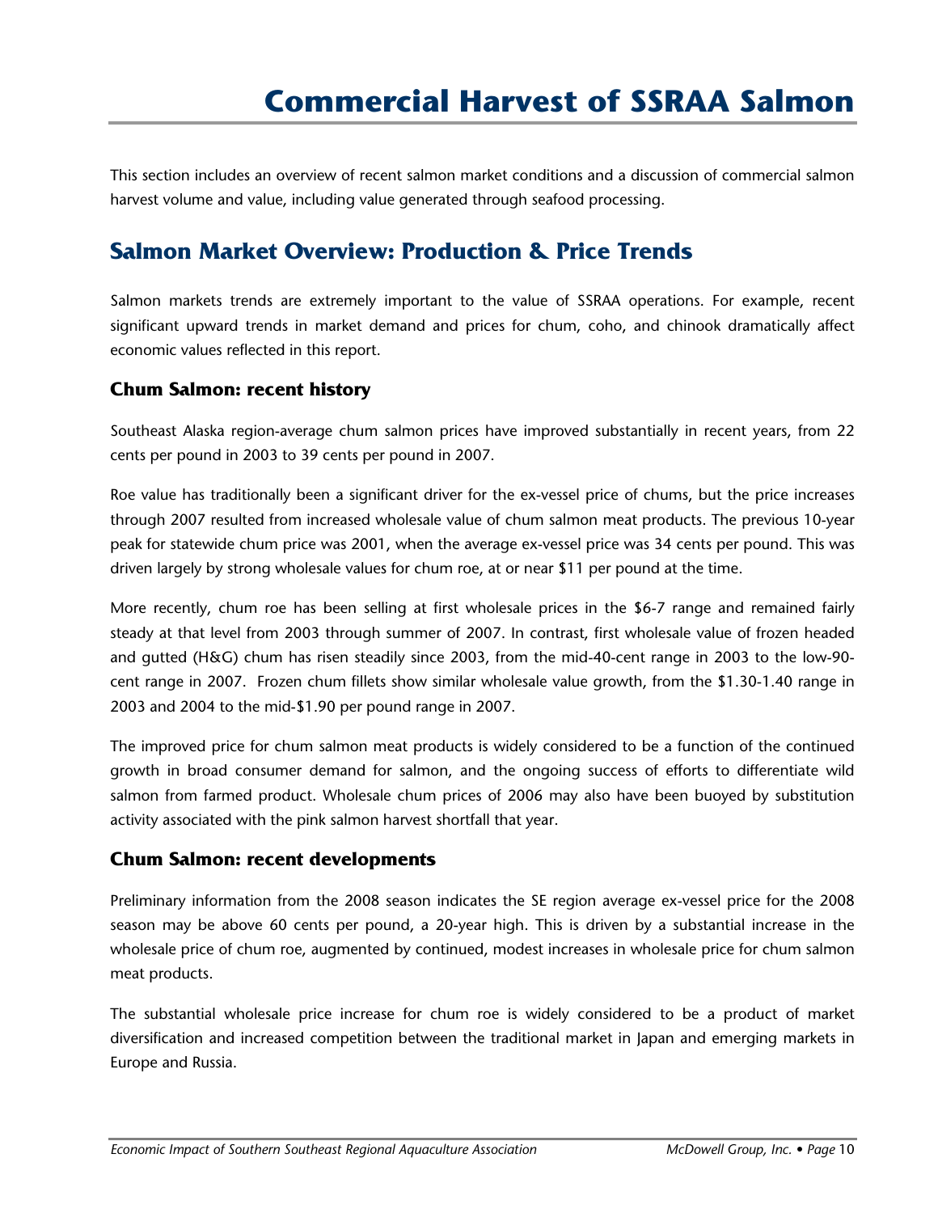# Commercial Harvest of SSRAA Salmon

This section includes an overview of recent salmon market conditions and a discussion of commercial salmon harvest volume and value, including value generated through seafood processing.

## Salmon Market Overview: Production & Price Trends

Salmon markets trends are extremely important to the value of SSRAA operations. For example, recent significant upward trends in market demand and prices for chum, coho, and chinook dramatically affect economic values reflected in this report.

### Chum Salmon: recent history

Southeast Alaska region-average chum salmon prices have improved substantially in recent years, from 22 cents per pound in 2003 to 39 cents per pound in 2007.

Roe value has traditionally been a significant driver for the ex-vessel price of chums, but the price increases through 2007 resulted from increased wholesale value of chum salmon meat products. The previous 10-year peak for statewide chum price was 2001, when the average ex-vessel price was 34 cents per pound. This was driven largely by strong wholesale values for chum roe, at or near $11 per pound at the time.

More recently, chum roe has been selling at first wholesale prices in the $6-7 range and remained fairly steady at that level from 2003 through summer of 2007. In contrast, first wholesale value of frozen headed and gutted (H&G) chum has risen steadily since 2003, from the mid-40-cent range in 2003 to the low-90-cent range in 2007. Frozen chum fillets show similar wholesale value growth, from the $1.30-1.40 range in 2003 and 2004 to the mid-$1.90 per pound range in 2007.

The improved price for chum salmon meat products is widely considered to be a function of the continued growth in broad consumer demand for salmon, and the ongoing success of efforts to differentiate wild salmon from farmed product. Wholesale chum prices of 2006 may also have been buoyed by substitution activity associated with the pink salmon harvest shortfall that year.

### Chum Salmon: recent developments

Preliminary information from the 2008 season indicates the SE region average ex-vessel price for the 2008 season may be above 60 cents per pound, a 20-year high. This is driven by a substantial increase in the wholesale price of chum roe, augmented by continued, modest increases in wholesale price for chum salmon meat products.

The substantial wholesale price increase for chum roe is widely considered to be a product of market diversification and increased competition between the traditional market in Japan and emerging markets in Europe and Russia.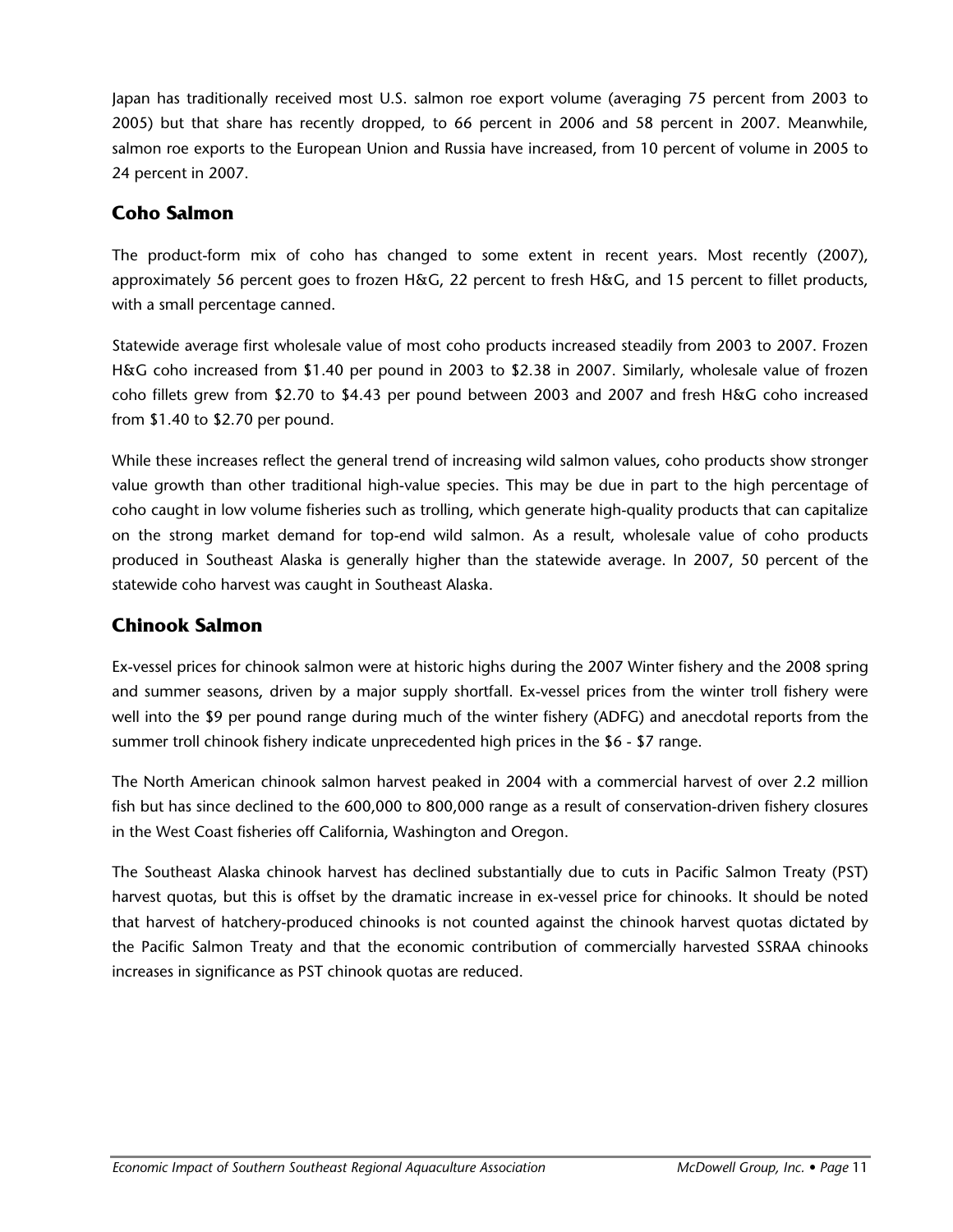Japan has traditionally received most U.S. salmon roe export volume (averaging 75 percent from 2003 to 2005) but that share has recently dropped, to 66 percent in 2006 and 58 percent in 2007. Meanwhile, salmon roe exports to the European Union and Russia have increased, from 10 percent of volume in 2005 to 24 percent in 2007.

## Coho Salmon

The product-form mix of coho has changed to some extent in recent years. Most recently (2007), approximately 56 percent goes to frozen H&G, 22 percent to fresh H&G, and 15 percent to fillet products, with a small percentage canned.

Statewide average first wholesale value of most coho products increased steadily from 2003 to 2007. Frozen H&G coho increased from $1.40 per pound in 2003 to $2.38 in 2007. Similarly, wholesale value of frozen coho fillets grew from $2.70 to $4.43 per pound between 2003 and 2007 and fresh H&G coho increased from $1.40 to $2.70 per pound.

While these increases reflect the general trend of increasing wild salmon values, coho products show stronger value growth than other traditional high-value species. This may be due in part to the high percentage of coho caught in low volume fisheries such as trolling, which generate high-quality products that can capitalize on the strong market demand for top-end wild salmon. As a result, wholesale value of coho products produced in Southeast Alaska is generally higher than the statewide average. In 2007, 50 percent of the statewide coho harvest was caught in Southeast Alaska.

## Chinook Salmon

Ex-vessel prices for chinook salmon were at historic highs during the 2007 Winter fishery and the 2008 spring and summer seasons, driven by a major supply shortfall. Ex-vessel prices from the winter troll fishery were well into the $9 per pound range during much of the winter fishery (ADFG) and anecdotal reports from the summer troll chinook fishery indicate unprecedented high prices in the $6 - $7 range.

The North American chinook salmon harvest peaked in 2004 with a commercial harvest of over 2.2 million fish but has since declined to the 600,000 to 800,000 range as a result of conservation-driven fishery closures in the West Coast fisheries off California, Washington and Oregon.

The Southeast Alaska chinook harvest has declined substantially due to cuts in Pacific Salmon Treaty (PST) harvest quotas, but this is offset by the dramatic increase in ex-vessel price for chinooks. It should be noted that harvest of hatchery-produced chinooks is not counted against the chinook harvest quotas dictated by the Pacific Salmon Treaty and that the economic contribution of commercially harvested SSRAA chinooks increases in significance as PST chinook quotas are reduced.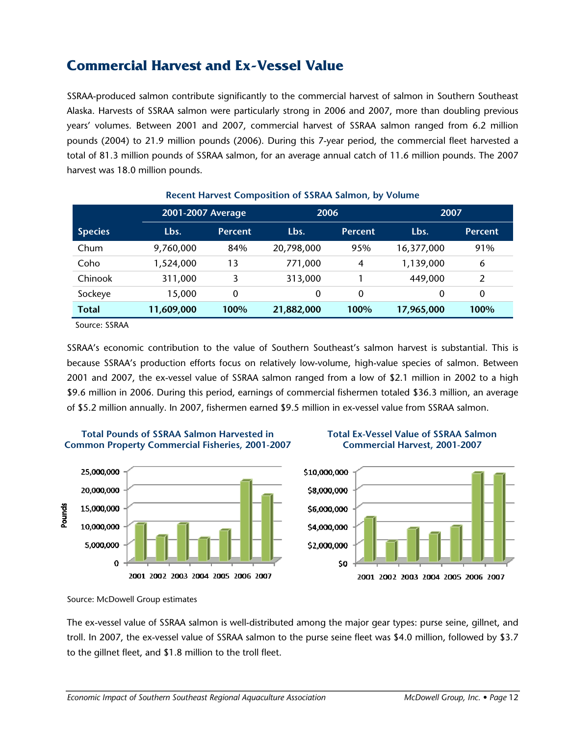## Commercial Harvest and Ex-Vessel Value

SSRAA-produced salmon contribute significantly to the commercial harvest of salmon in Southern Southeast Alaska. Harvests of SSRAA salmon were particularly strong in 2006 and 2007, more than doubling previous years' volumes. Between 2001 and 2007, commercial harvest of SSRAA salmon ranged from 6.2 million pounds (2004) to 21.9 million pounds (2006). During this 7-year period, the commercial fleet harvested a total of 81.3 million pounds of SSRAA salmon, for an average annual catch of 11.6 million pounds. The 2007 harvest was 18.0 million pounds.

**Recent Harvest Composition of SSRAA Salmon, by Volume**

| | 2001-2007 Average | | 2006 | | 2007 | |
|---|---|---|---|---|---|---|
| **Species** | **Lbs.** | **Percent** | **Lbs.** | **Percent** | **Lbs.** | **Percent** |
| Chum | 9,760,000 | 84% | 20,798,000 | 95% | 16,377,000 | 91% |
| Coho | 1,524,000 | 13 | 771,000 | 4 | 1,139,000 | 6 |
| Chinook | 311,000 | 3 | 313,000 | 1 | 449,000 | 2 |
| Sockeye | 15,000 | 0 | 0 | 0 | 0 | 0 |
| **Total** | **11,609,000** | **100%** | **21,882,000** | **100%** | **17,965,000** | **100%** |

Source: SSRAA

SSRAA's economic contribution to the value of Southern Southeast's salmon harvest is substantial. This is because SSRAA's production efforts focus on relatively low-volume, high-value species of salmon. Between 2001 and 2007, the ex-vessel value of SSRAA salmon ranged from a low of $2.1 million in 2002 to a high $9.6 million in 2006. During this period, earnings of commercial fishermen totaled $36.3 million, an average of $5.2 million annually. In 2007, fishermen earned $9.5 million in ex-vessel value from SSRAA salmon.

**Total Pounds of SSRAA Salmon Harvested in Common Property Commercial Fisheries, 2001-2007**

**Total Ex-Vessel Value of SSRAA Salmon Commercial Harvest, 2001-2007**

Source: McDowell Group estimates

The ex-vessel value of SSRAA salmon is well-distributed among the major gear types: purse seine, gillnet, and troll. In 2007, the ex-vessel value of SSRAA salmon to the purse seine fleet was $4.0 million, followed by $3.7 to the gillnet fleet, and $1.8 million to the troll fleet.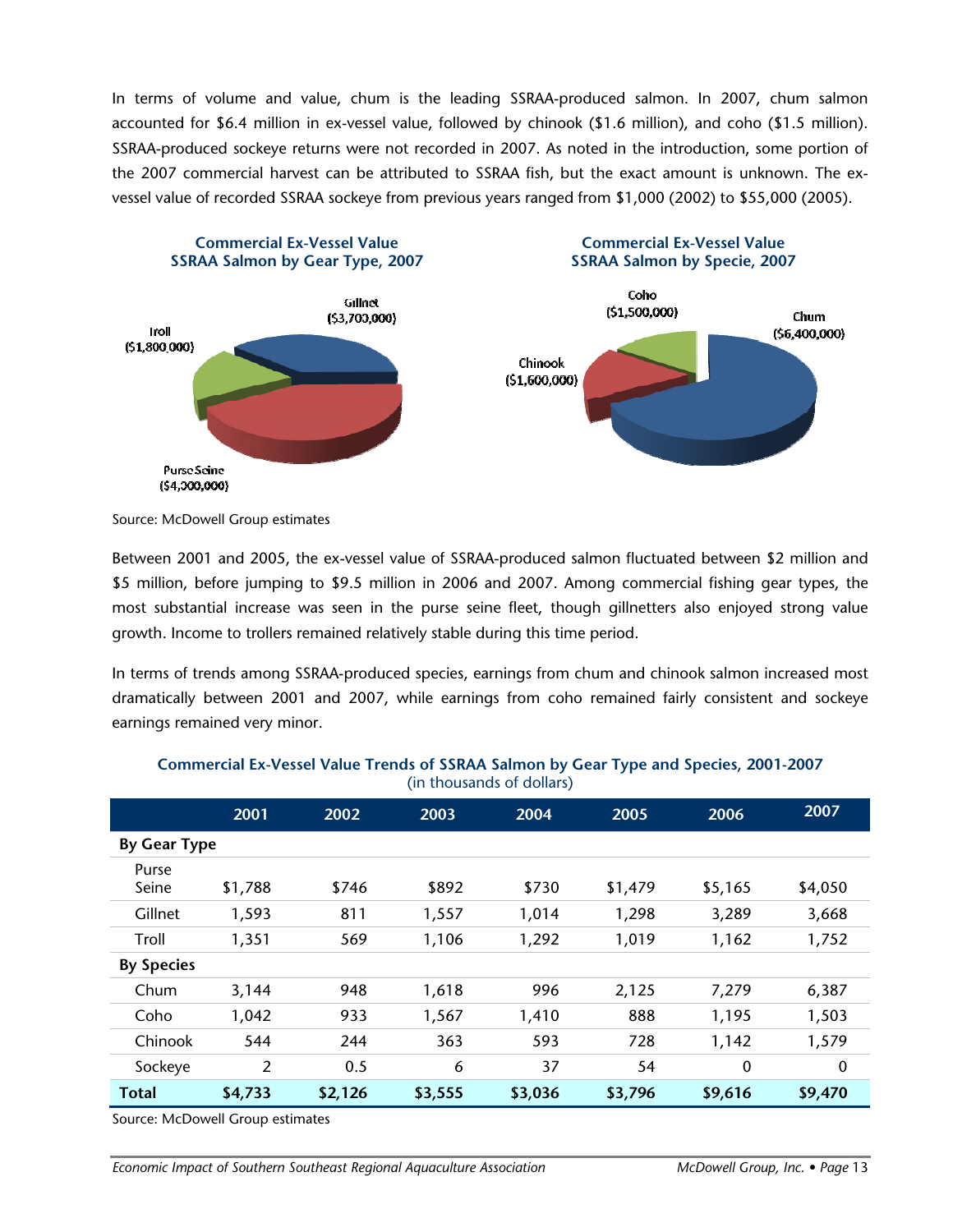In terms of volume and value, chum is the leading SSRAA-produced salmon. In 2007, chum salmon accounted for $6.4 million in ex-vessel value, followed by chinook ($1.6 million), and coho ($1.5 million). SSRAA-produced sockeye returns were not recorded in 2007. As noted in the introduction, some portion of the 2007 commercial harvest can be attributed to SSRAA fish, but the exact amount is unknown. The ex-vessel value of recorded SSRAA sockeye from previous years ranged from $1,000 (2002) to $55,000 (2005).

**Commercial Ex-Vessel Value SSRAA Salmon by Gear Type, 2007**

Gillnet ($3,700,000)
Troll ($1,800,000)
Purse Seine ($4,000,000)

**Commercial Ex-Vessel Value SSRAA Salmon by Specie, 2007**

Coho ($1,500,000)
Chum ($6,400,000)
Chinook ($1,600,000)

Source: McDowell Group estimates

Between 2001 and 2005, the ex-vessel value of SSRAA-produced salmon fluctuated between $2 million and $5 million, before jumping to $9.5 million in 2006 and 2007. Among commercial fishing gear types, the most substantial increase was seen in the purse seine fleet, though gillnetters also enjoyed strong value growth. Income to trollers remained relatively stable during this time period.

In terms of trends among SSRAA-produced species, earnings from chum and chinook salmon increased most dramatically between 2001 and 2007, while earnings from coho remained fairly consistent and sockeye earnings remained very minor.

**Commercial Ex-Vessel Value Trends of SSRAA Salmon by Gear Type and Species, 2001-2007**
(in thousands of dollars)

| | 2001 | 2002 | 2003 | 2004 | 2005 | 2006 | 2007 |
|---|---|---|---|---|---|---|---|
| **By Gear Type** | | | | | | | |
| Purse Seine | $1,788 | $746 | $892 | $730 | $1,479 | $5,165 | $4,050 |
| Gillnet | 1,593 | 811 | 1,557 | 1,014 | 1,298 | 3,289 | 3,668 |
| Troll | 1,351 | 569 | 1,106 | 1,292 | 1,019 | 1,162 | 1,752 |
| **By Species** | | | | | | | |
| Chum | 3,144 | 948 | 1,618 | 996 | 2,125 | 7,279 | 6,387 |
| Coho | 1,042 | 933 | 1,567 | 1,410 | 888 | 1,195 | 1,503 |
| Chinook | 544 | 244 | 363 | 593 | 728 | 1,142 | 1,579 |
| Sockeye | 2 | 0.5 | 6 | 37 | 54 | 0 | 0 |
| **Total** | **$4,733** | **$2,126** | **$3,555** | **$3,036** | **$3,796** | **$9,616** | **$9,470** |

Source: McDowell Group estimates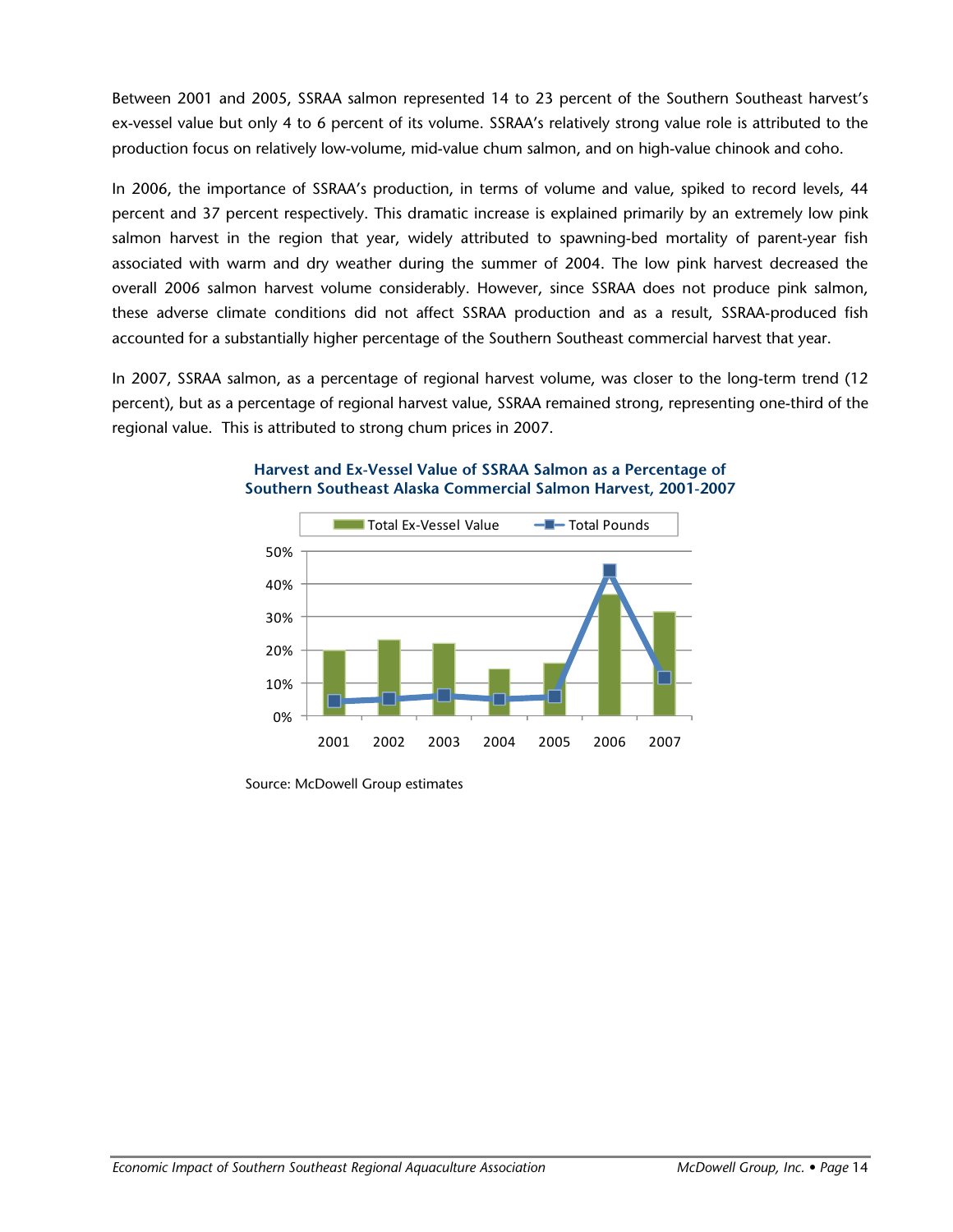Between 2001 and 2005, SSRAA salmon represented 14 to 23 percent of the Southern Southeast harvest's ex-vessel value but only 4 to 6 percent of its volume. SSRAA's relatively strong value role is attributed to the production focus on relatively low-volume, mid-value chum salmon, and on high-value chinook and coho.

In 2006, the importance of SSRAA's production, in terms of volume and value, spiked to record levels, 44 percent and 37 percent respectively. This dramatic increase is explained primarily by an extremely low pink salmon harvest in the region that year, widely attributed to spawning-bed mortality of parent-year fish associated with warm and dry weather during the summer of 2004. The low pink harvest decreased the overall 2006 salmon harvest volume considerably. However, since SSRAA does not produce pink salmon, these adverse climate conditions did not affect SSRAA production and as a result, SSRAA-produced fish accounted for a substantially higher percentage of the Southern Southeast commercial harvest that year.

In 2007, SSRAA salmon, as a percentage of regional harvest volume, was closer to the long-term trend (12 percent), but as a percentage of regional harvest value, SSRAA remained strong, representing one-third of the regional value. This is attributed to strong chum prices in 2007.

**Harvest and Ex-Vessel Value of SSRAA Salmon as a Percentage of Southern Southeast Alaska Commercial Salmon Harvest, 2001-2007**

Source: McDowell Group estimates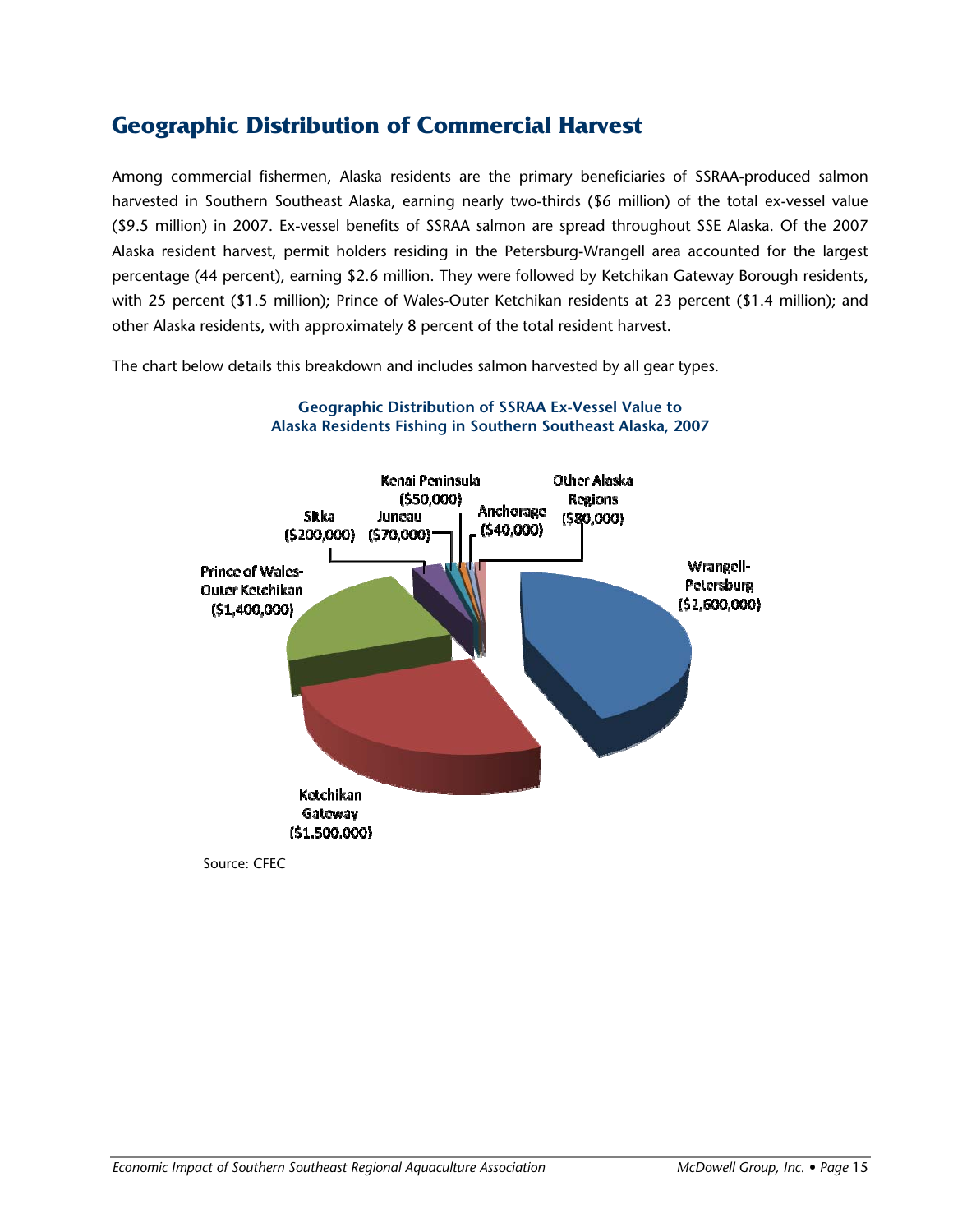## Geographic Distribution of Commercial Harvest

Among commercial fishermen, Alaska residents are the primary beneficiaries of SSRAA-produced salmon harvested in Southern Southeast Alaska, earning nearly two-thirds ($6 million) of the total ex-vessel value ($9.5 million) in 2007. Ex-vessel benefits of SSRAA salmon are spread throughout SSE Alaska. Of the 2007 Alaska resident harvest, permit holders residing in the Petersburg-Wrangell area accounted for the largest percentage (44 percent), earning $2.6 million. They were followed by Ketchikan Gateway Borough residents, with 25 percent ($1.5 million); Prince of Wales-Outer Ketchikan residents at 23 percent ($1.4 million); and other Alaska residents, with approximately 8 percent of the total resident harvest.

The chart below details this breakdown and includes salmon harvested by all gear types.

**Geographic Distribution of SSRAA Ex-Vessel Value to Alaska Residents Fishing in Southern Southeast Alaska, 2007**

| Region | Ex-Vessel Value |
|---|---|
| Wrangell-Petersburg | $2,600,000 |
| Ketchikan Gateway | $1,500,000 |
| Prince of Wales-Outer Ketchikan | $1,400,000 |
| Sitka | $200,000 |
| Juneau | $70,000 |
| Kenai Peninsula | $50,000 |
| Anchorage | $40,000 |
| Other Alaska Regions | $80,000 |

Source: CFEC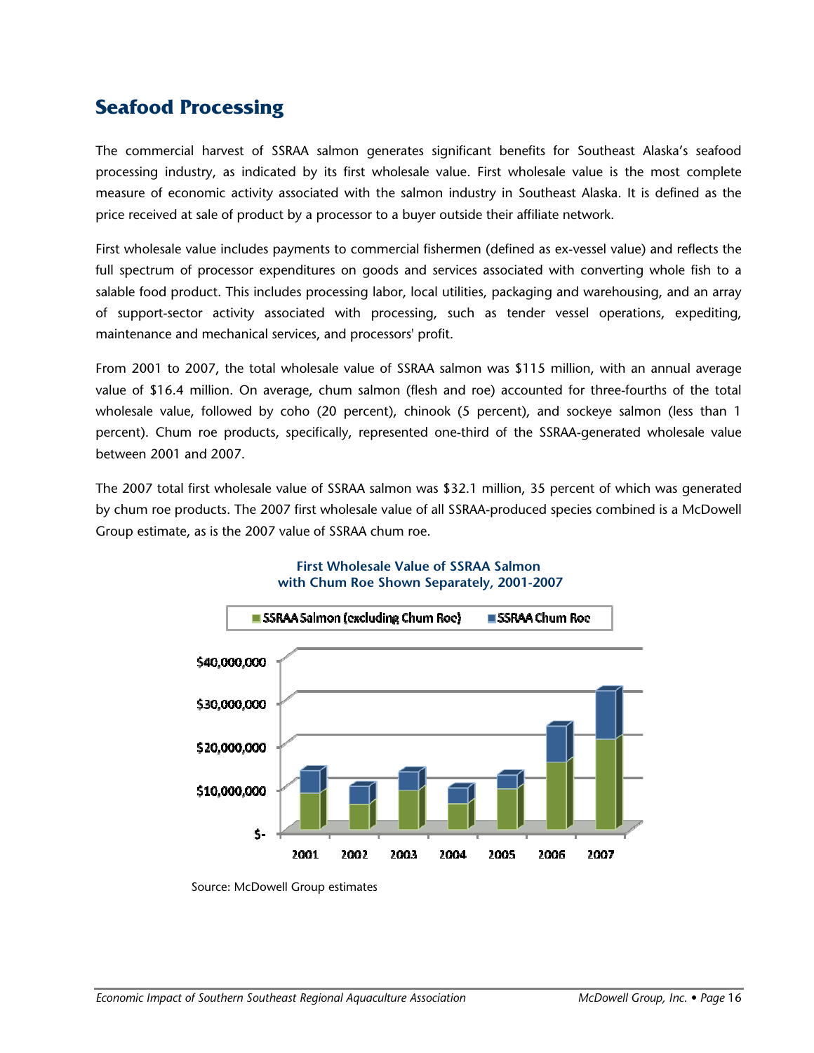## Seafood Processing

The commercial harvest of SSRAA salmon generates significant benefits for Southeast Alaska's seafood processing industry, as indicated by its first wholesale value. First wholesale value is the most complete measure of economic activity associated with the salmon industry in Southeast Alaska. It is defined as the price received at sale of product by a processor to a buyer outside their affiliate network.

First wholesale value includes payments to commercial fishermen (defined as ex-vessel value) and reflects the full spectrum of processor expenditures on goods and services associated with converting whole fish to a salable food product. This includes processing labor, local utilities, packaging and warehousing, and an array of support-sector activity associated with processing, such as tender vessel operations, expediting, maintenance and mechanical services, and processors' profit.

From 2001 to 2007, the total wholesale value of SSRAA salmon was $115 million, with an annual average value of $16.4 million. On average, chum salmon (flesh and roe) accounted for three-fourths of the total wholesale value, followed by coho (20 percent), chinook (5 percent), and sockeye salmon (less than 1 percent). Chum roe products, specifically, represented one-third of the SSRAA-generated wholesale value between 2001 and 2007.

The 2007 total first wholesale value of SSRAA salmon was $32.1 million, 35 percent of which was generated by chum roe products. The 2007 first wholesale value of all SSRAA-produced species combined is a McDowell Group estimate, as is the 2007 value of SSRAA chum roe.

**First Wholesale Value of SSRAA Salmon with Chum Roe Shown Separately, 2001-2007**

Source: McDowell Group estimates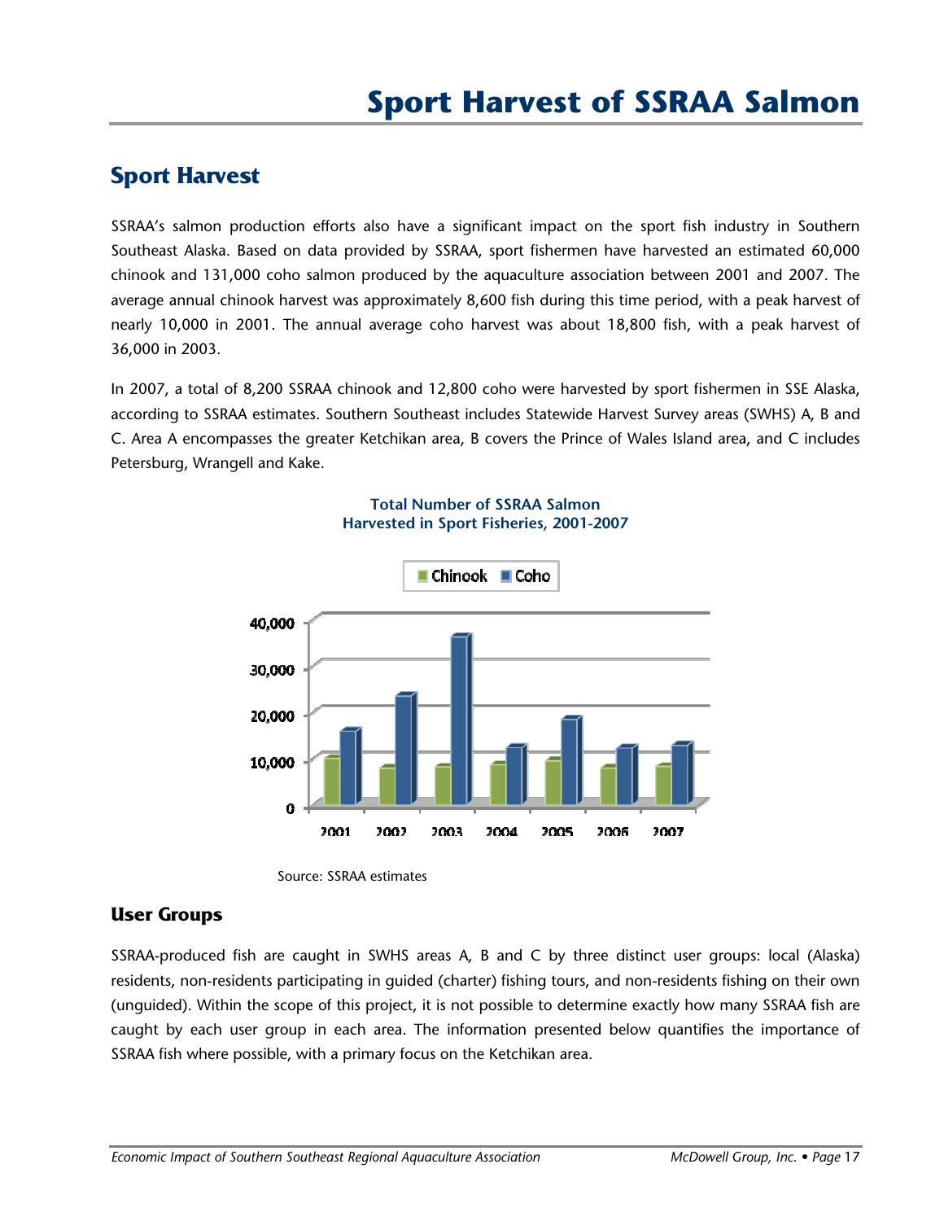# Sport Harvest of SSRAA Salmon

## Sport Harvest

SSRAA's salmon production efforts also have a significant impact on the sport fish industry in Southern Southeast Alaska. Based on data provided by SSRAA, sport fishermen have harvested an estimated 60,000 chinook and 131,000 coho salmon produced by the aquaculture association between 2001 and 2007. The average annual chinook harvest was approximately 8,600 fish during this time period, with a peak harvest of nearly 10,000 in 2001. The annual average coho harvest was about 18,800 fish, with a peak harvest of 36,000 in 2003.

In 2007, a total of 8,200 SSRAA chinook and 12,800 coho were harvested by sport fishermen in SSE Alaska, according to SSRAA estimates. Southern Southeast includes Statewide Harvest Survey areas (SWHS) A, B and C. Area A encompasses the greater Ketchikan area, B covers the Prince of Wales Island area, and C includes Petersburg, Wrangell and Kake.

**Total Number of SSRAA Salmon Harvested in Sport Fisheries, 2001-2007**

Source: SSRAA estimates

### User Groups

SSRAA-produced fish are caught in SWHS areas A, B and C by three distinct user groups: local (Alaska) residents, non-residents participating in guided (charter) fishing tours, and non-residents fishing on their own (unguided). Within the scope of this project, it is not possible to determine exactly how many SSRAA fish are caught by each user group in each area. The information presented below quantifies the importance of SSRAA fish where possible, with a primary focus on the Ketchikan area.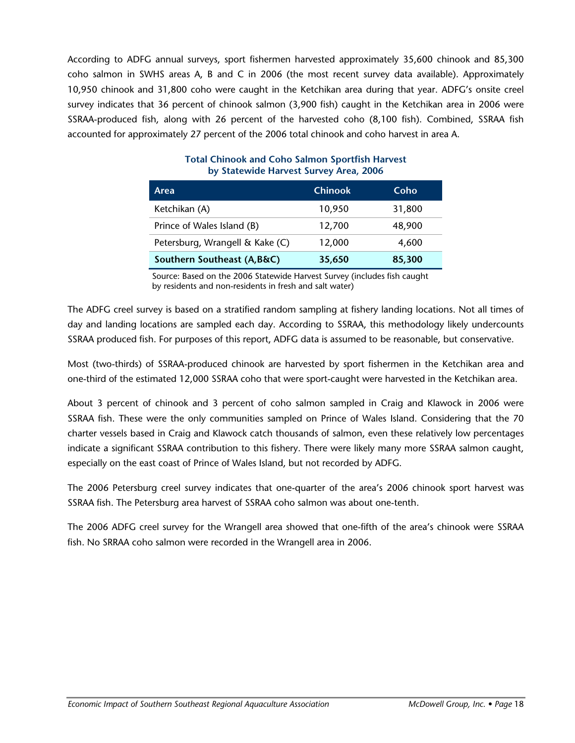According to ADFG annual surveys, sport fishermen harvested approximately 35,600 chinook and 85,300 coho salmon in SWHS areas A, B and C in 2006 (the most recent survey data available). Approximately 10,950 chinook and 31,800 coho were caught in the Ketchikan area during that year. ADFG's onsite creel survey indicates that 36 percent of chinook salmon (3,900 fish) caught in the Ketchikan area in 2006 were SSRAA-produced fish, along with 26 percent of the harvested coho (8,100 fish). Combined, SSRAA fish accounted for approximately 27 percent of the 2006 total chinook and coho harvest in area A.

**Total Chinook and Coho Salmon Sportfish Harvest by Statewide Harvest Survey Area, 2006**

| Area | Chinook | Coho |
|---|---|---|
| Ketchikan (A) | 10,950 | 31,800 |
| Prince of Wales Island (B) | 12,700 | 48,900 |
| Petersburg, Wrangell & Kake (C) | 12,000 | 4,600 |
| **Southern Southeast (A,B&C)** | **35,650** | **85,300** |

Source: Based on the 2006 Statewide Harvest Survey (includes fish caught by residents and non-residents in fresh and salt water)

The ADFG creel survey is based on a stratified random sampling at fishery landing locations. Not all times of day and landing locations are sampled each day. According to SSRAA, this methodology likely undercounts SSRAA produced fish. For purposes of this report, ADFG data is assumed to be reasonable, but conservative.

Most (two-thirds) of SSRAA-produced chinook are harvested by sport fishermen in the Ketchikan area and one-third of the estimated 12,000 SSRAA coho that were sport-caught were harvested in the Ketchikan area.

About 3 percent of chinook and 3 percent of coho salmon sampled in Craig and Klawock in 2006 were SSRAA fish. These were the only communities sampled on Prince of Wales Island. Considering that the 70 charter vessels based in Craig and Klawock catch thousands of salmon, even these relatively low percentages indicate a significant SSRAA contribution to this fishery. There were likely many more SSRAA salmon caught, especially on the east coast of Prince of Wales Island, but not recorded by ADFG.

The 2006 Petersburg creel survey indicates that one-quarter of the area's 2006 chinook sport harvest was SSRAA fish. The Petersburg area harvest of SSRAA coho salmon was about one-tenth.

The 2006 ADFG creel survey for the Wrangell area showed that one-fifth of the area's chinook were SSRAA fish. No SRRAA coho salmon were recorded in the Wrangell area in 2006.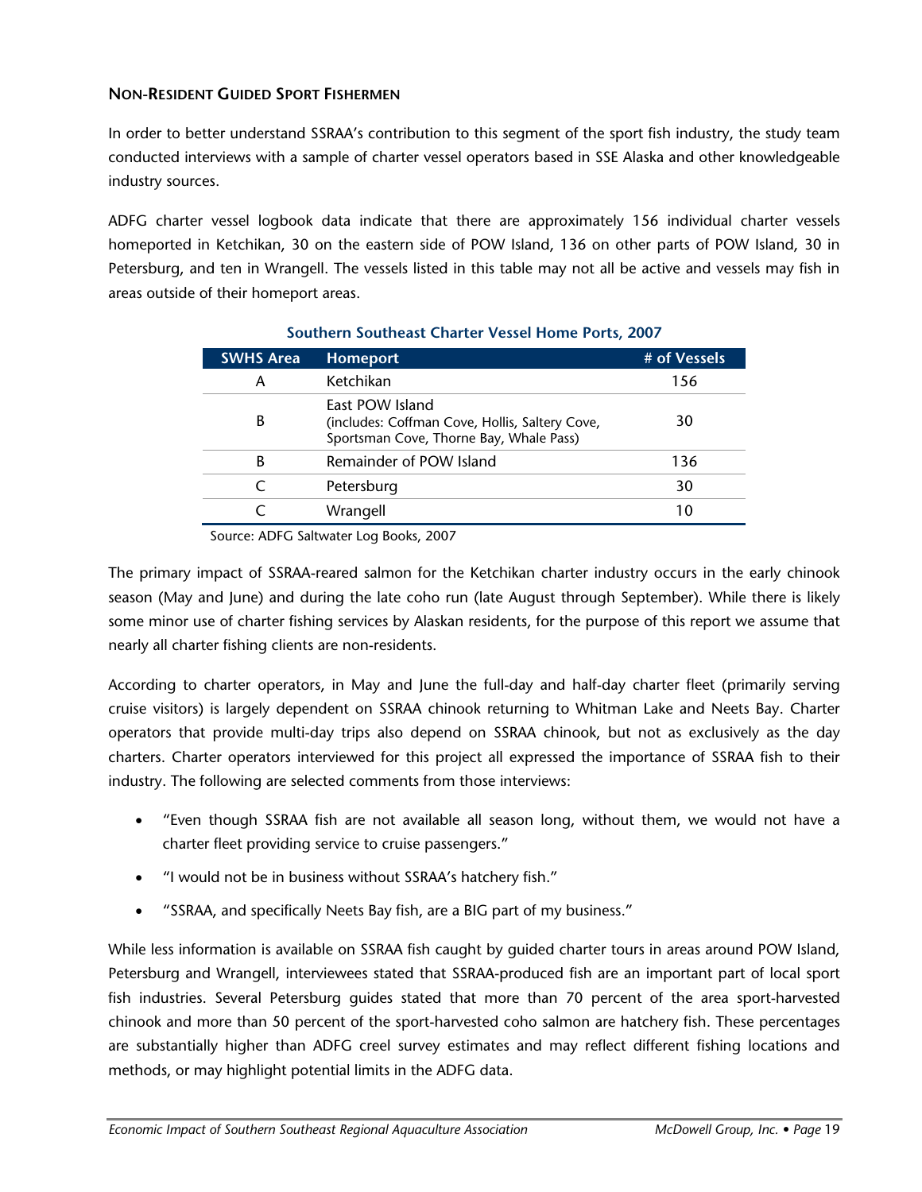### Non-Resident Guided Sport Fishermen

In order to better understand SSRAA's contribution to this segment of the sport fish industry, the study team conducted interviews with a sample of charter vessel operators based in SSE Alaska and other knowledgeable industry sources.

ADFG charter vessel logbook data indicate that there are approximately 156 individual charter vessels homeported in Ketchikan, 30 on the eastern side of POW Island, 136 on other parts of POW Island, 30 in Petersburg, and ten in Wrangell. The vessels listed in this table may not all be active and vessels may fish in areas outside of their homeport areas.

**Southern Southeast Charter Vessel Home Ports, 2007**

| SWHS Area | Homeport | # of Vessels |
|---|---|---|
| A | Ketchikan | 156 |
| B | East POW Island (includes: Coffman Cove, Hollis, Saltery Cove, Sportsman Cove, Thorne Bay, Whale Pass) | 30 |
| B | Remainder of POW Island | 136 |
| C | Petersburg | 30 |
| C | Wrangell | 10 |

Source: ADFG Saltwater Log Books, 2007

The primary impact of SSRAA-reared salmon for the Ketchikan charter industry occurs in the early chinook season (May and June) and during the late coho run (late August through September). While there is likely some minor use of charter fishing services by Alaskan residents, for the purpose of this report we assume that nearly all charter fishing clients are non-residents.

According to charter operators, in May and June the full-day and half-day charter fleet (primarily serving cruise visitors) is largely dependent on SSRAA chinook returning to Whitman Lake and Neets Bay. Charter operators that provide multi-day trips also depend on SSRAA chinook, but not as exclusively as the day charters. Charter operators interviewed for this project all expressed the importance of SSRAA fish to their industry. The following are selected comments from those interviews:

- "Even though SSRAA fish are not available all season long, without them, we would not have a charter fleet providing service to cruise passengers."
- "I would not be in business without SSRAA's hatchery fish."
- "SSRAA, and specifically Neets Bay fish, are a BIG part of my business."

While less information is available on SSRAA fish caught by guided charter tours in areas around POW Island, Petersburg and Wrangell, interviewees stated that SSRAA-produced fish are an important part of local sport fish industries. Several Petersburg guides stated that more than 70 percent of the area sport-harvested chinook and more than 50 percent of the sport-harvested coho salmon are hatchery fish. These percentages are substantially higher than ADFG creel survey estimates and may reflect different fishing locations and methods, or may highlight potential limits in the ADFG data.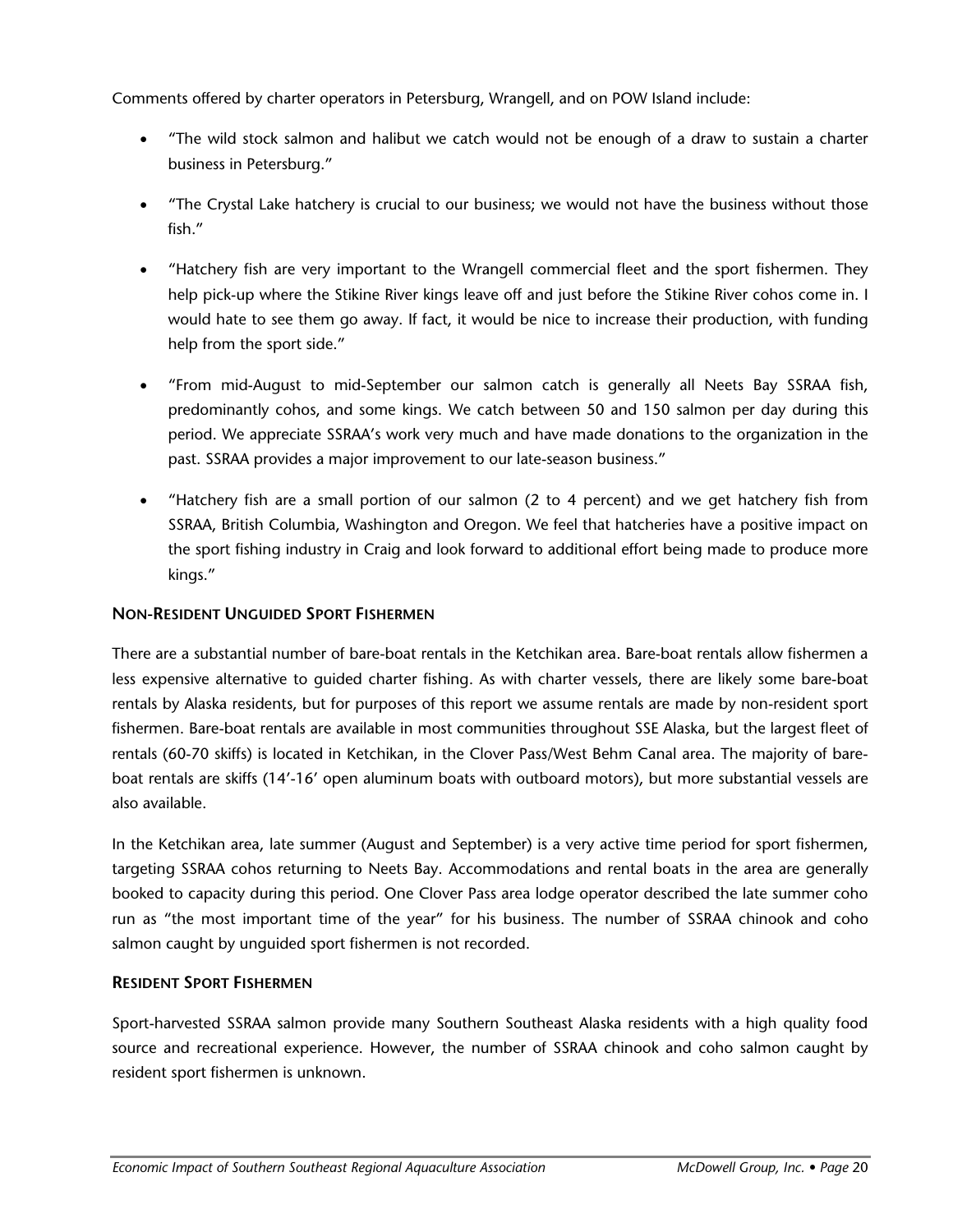Comments offered by charter operators in Petersburg, Wrangell, and on POW Island include:

- "The wild stock salmon and halibut we catch would not be enough of a draw to sustain a charter business in Petersburg."
- "The Crystal Lake hatchery is crucial to our business; we would not have the business without those fish."
- "Hatchery fish are very important to the Wrangell commercial fleet and the sport fishermen. They help pick-up where the Stikine River kings leave off and just before the Stikine River cohos come in. I would hate to see them go away. If fact, it would be nice to increase their production, with funding help from the sport side."
- "From mid-August to mid-September our salmon catch is generally all Neets Bay SSRAA fish, predominantly cohos, and some kings. We catch between 50 and 150 salmon per day during this period. We appreciate SSRAA's work very much and have made donations to the organization in the past. SSRAA provides a major improvement to our late-season business."
- "Hatchery fish are a small portion of our salmon (2 to 4 percent) and we get hatchery fish from SSRAA, British Columbia, Washington and Oregon. We feel that hatcheries have a positive impact on the sport fishing industry in Craig and look forward to additional effort being made to produce more kings."

### Non-Resident Unguided Sport Fishermen

There are a substantial number of bare-boat rentals in the Ketchikan area. Bare-boat rentals allow fishermen a less expensive alternative to guided charter fishing. As with charter vessels, there are likely some bare-boat rentals by Alaska residents, but for purposes of this report we assume rentals are made by non-resident sport fishermen. Bare-boat rentals are available in most communities throughout SSE Alaska, but the largest fleet of rentals (60-70 skiffs) is located in Ketchikan, in the Clover Pass/West Behm Canal area. The majority of bare-boat rentals are skiffs (14'-16' open aluminum boats with outboard motors), but more substantial vessels are also available.

In the Ketchikan area, late summer (August and September) is a very active time period for sport fishermen, targeting SSRAA cohos returning to Neets Bay. Accommodations and rental boats in the area are generally booked to capacity during this period. One Clover Pass area lodge operator described the late summer coho run as "the most important time of the year" for his business. The number of SSRAA chinook and coho salmon caught by unguided sport fishermen is not recorded.

### Resident Sport Fishermen

Sport-harvested SSRAA salmon provide many Southern Southeast Alaska residents with a high quality food source and recreational experience. However, the number of SSRAA chinook and coho salmon caught by resident sport fishermen is unknown.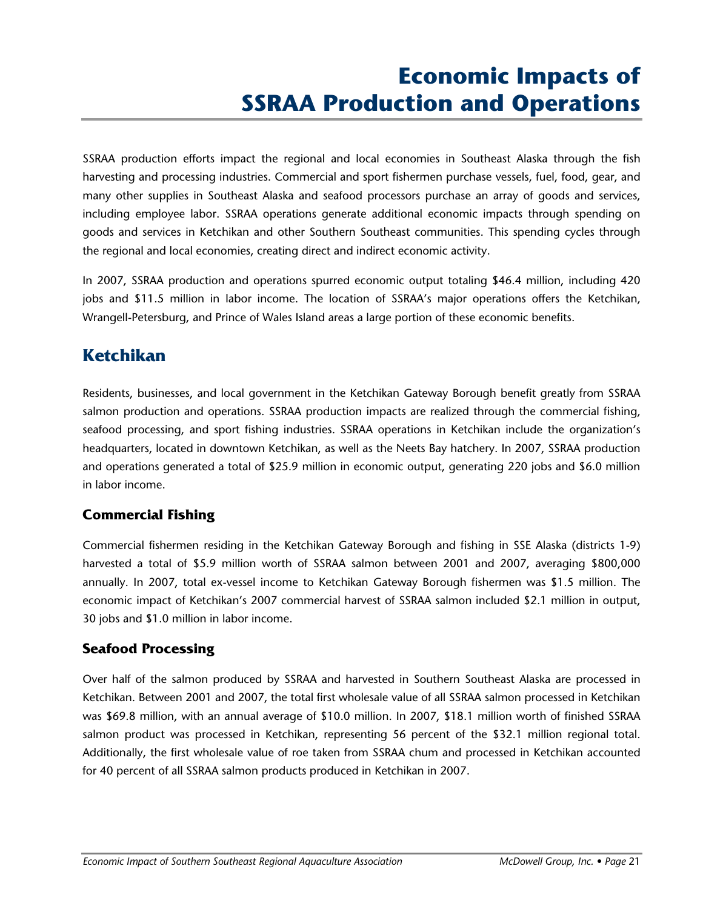# Economic Impacts of SSRAA Production and Operations

SSRAA production efforts impact the regional and local economies in Southeast Alaska through the fish harvesting and processing industries. Commercial and sport fishermen purchase vessels, fuel, food, gear, and many other supplies in Southeast Alaska and seafood processors purchase an array of goods and services, including employee labor. SSRAA operations generate additional economic impacts through spending on goods and services in Ketchikan and other Southern Southeast communities. This spending cycles through the regional and local economies, creating direct and indirect economic activity.

In 2007, SSRAA production and operations spurred economic output totaling $46.4 million, including 420 jobs and $11.5 million in labor income. The location of SSRAA's major operations offers the Ketchikan, Wrangell-Petersburg, and Prince of Wales Island areas a large portion of these economic benefits.

## Ketchikan

Residents, businesses, and local government in the Ketchikan Gateway Borough benefit greatly from SSRAA salmon production and operations. SSRAA production impacts are realized through the commercial fishing, seafood processing, and sport fishing industries. SSRAA operations in Ketchikan include the organization's headquarters, located in downtown Ketchikan, as well as the Neets Bay hatchery. In 2007, SSRAA production and operations generated a total of $25.9 million in economic output, generating 220 jobs and $6.0 million in labor income.

### Commercial Fishing

Commercial fishermen residing in the Ketchikan Gateway Borough and fishing in SSE Alaska (districts 1-9) harvested a total of $5.9 million worth of SSRAA salmon between 2001 and 2007, averaging $800,000 annually. In 2007, total ex-vessel income to Ketchikan Gateway Borough fishermen was $1.5 million. The economic impact of Ketchikan's 2007 commercial harvest of SSRAA salmon included $2.1 million in output, 30 jobs and $1.0 million in labor income.

### Seafood Processing

Over half of the salmon produced by SSRAA and harvested in Southern Southeast Alaska are processed in Ketchikan. Between 2001 and 2007, the total first wholesale value of all SSRAA salmon processed in Ketchikan was $69.8 million, with an annual average of $10.0 million. In 2007, $18.1 million worth of finished SSRAA salmon product was processed in Ketchikan, representing 56 percent of the $32.1 million regional total. Additionally, the first wholesale value of roe taken from SSRAA chum and processed in Ketchikan accounted for 40 percent of all SSRAA salmon products produced in Ketchikan in 2007.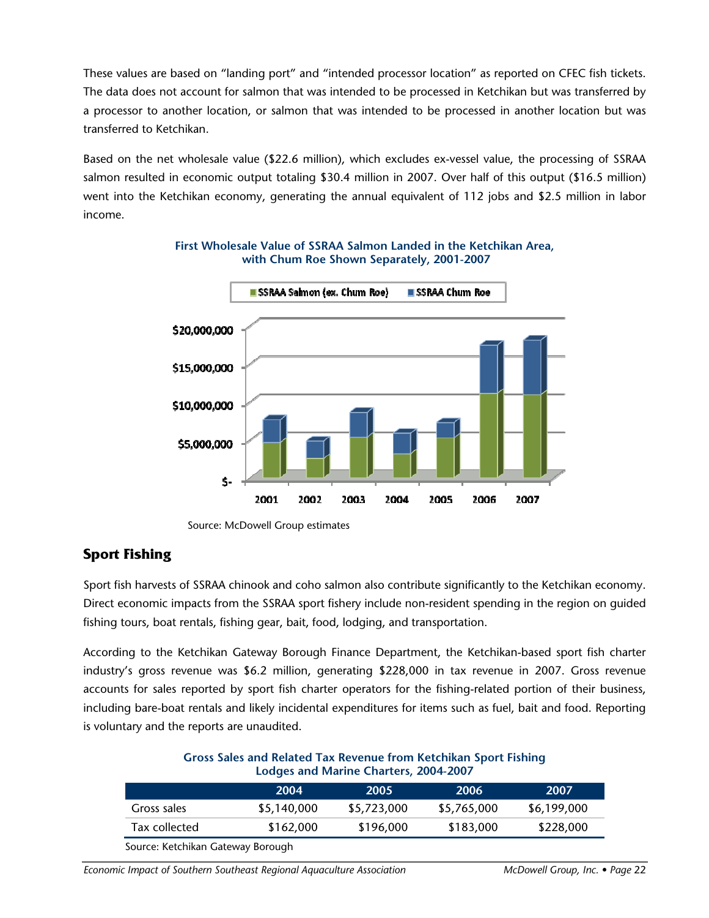These values are based on "landing port" and "intended processor location" as reported on CFEC fish tickets. The data does not account for salmon that was intended to be processed in Ketchikan but was transferred by a processor to another location, or salmon that was intended to be processed in another location but was transferred to Ketchikan.

Based on the net wholesale value ($22.6 million), which excludes ex-vessel value, the processing of SSRAA salmon resulted in economic output totaling $30.4 million in 2007. Over half of this output ($16.5 million) went into the Ketchikan economy, generating the annual equivalent of 112 jobs and $2.5 million in labor income.

**First Wholesale Value of SSRAA Salmon Landed in the Ketchikan Area, with Chum Roe Shown Separately, 2001-2007**

Source: McDowell Group estimates

## Sport Fishing

Sport fish harvests of SSRAA chinook and coho salmon also contribute significantly to the Ketchikan economy. Direct economic impacts from the SSRAA sport fishery include non-resident spending in the region on guided fishing tours, boat rentals, fishing gear, bait, food, lodging, and transportation.

According to the Ketchikan Gateway Borough Finance Department, the Ketchikan-based sport fish charter industry's gross revenue was $6.2 million, generating $228,000 in tax revenue in 2007. Gross revenue accounts for sales reported by sport fish charter operators for the fishing-related portion of their business, including bare-boat rentals and likely incidental expenditures for items such as fuel, bait and food. Reporting is voluntary and the reports are unaudited.

**Gross Sales and Related Tax Revenue from Ketchikan Sport Fishing Lodges and Marine Charters, 2004-2007**

| | 2004 | 2005 | 2006 | 2007 |
|---|---|---|---|---|
| Gross sales | $5,140,000 | $5,723,000 | $5,765,000 | $6,199,000 |
| Tax collected | $162,000 | $196,000 | $183,000 | $228,000 |

Source: Ketchikan Gateway Borough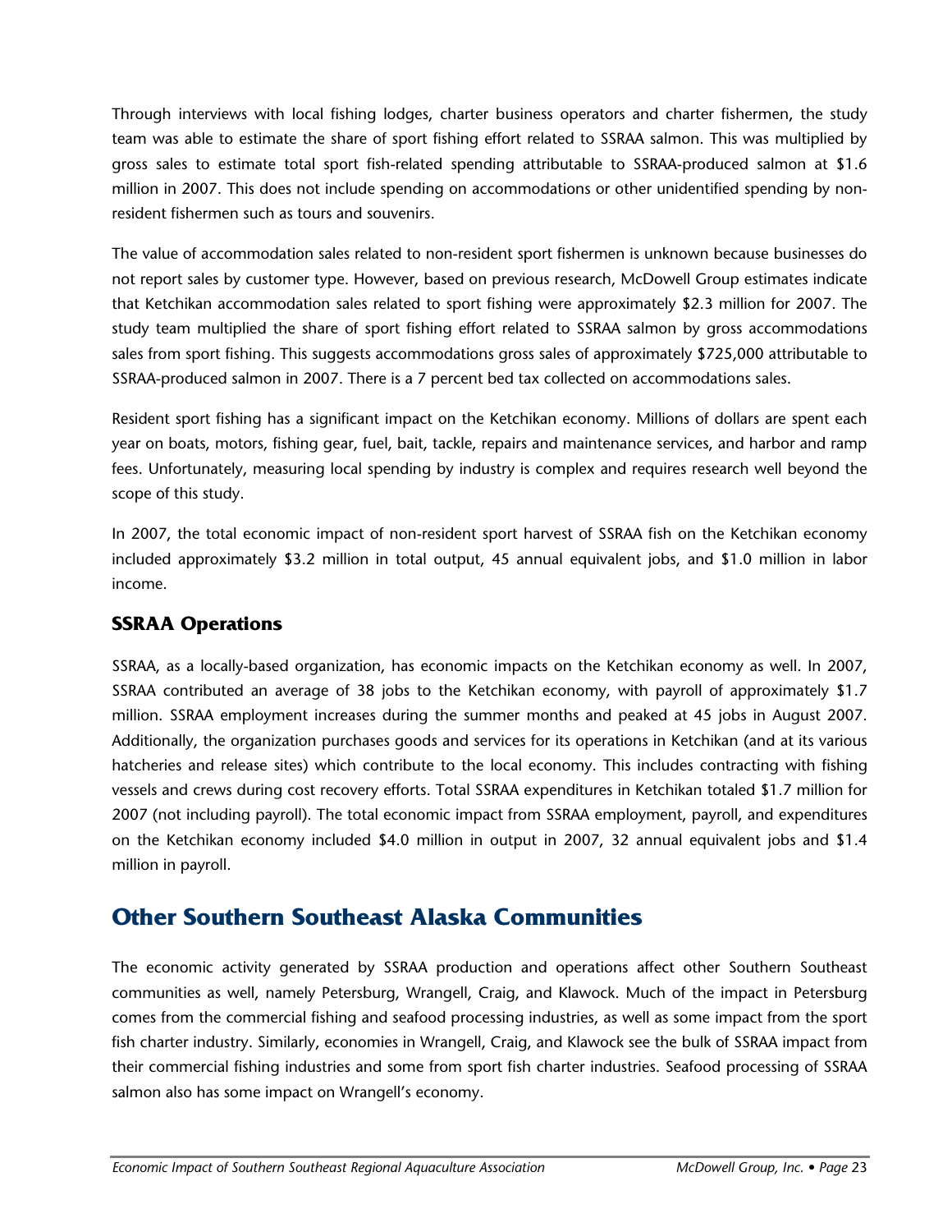Through interviews with local fishing lodges, charter business operators and charter fishermen, the study team was able to estimate the share of sport fishing effort related to SSRAA salmon. This was multiplied by gross sales to estimate total sport fish-related spending attributable to SSRAA-produced salmon at $1.6 million in 2007. This does not include spending on accommodations or other unidentified spending by non-resident fishermen such as tours and souvenirs.

The value of accommodation sales related to non-resident sport fishermen is unknown because businesses do not report sales by customer type. However, based on previous research, McDowell Group estimates indicate that Ketchikan accommodation sales related to sport fishing were approximately $2.3 million for 2007. The study team multiplied the share of sport fishing effort related to SSRAA salmon by gross accommodations sales from sport fishing. This suggests accommodations gross sales of approximately $725,000 attributable to SSRAA-produced salmon in 2007. There is a 7 percent bed tax collected on accommodations sales.

Resident sport fishing has a significant impact on the Ketchikan economy. Millions of dollars are spent each year on boats, motors, fishing gear, fuel, bait, tackle, repairs and maintenance services, and harbor and ramp fees. Unfortunately, measuring local spending by industry is complex and requires research well beyond the scope of this study.

In 2007, the total economic impact of non-resident sport harvest of SSRAA fish on the Ketchikan economy included approximately $3.2 million in total output, 45 annual equivalent jobs, and $1.0 million in labor income.

### SSRAA Operations

SSRAA, as a locally-based organization, has economic impacts on the Ketchikan economy as well. In 2007, SSRAA contributed an average of 38 jobs to the Ketchikan economy, with payroll of approximately $1.7 million. SSRAA employment increases during the summer months and peaked at 45 jobs in August 2007. Additionally, the organization purchases goods and services for its operations in Ketchikan (and at its various hatcheries and release sites) which contribute to the local economy. This includes contracting with fishing vessels and crews during cost recovery efforts. Total SSRAA expenditures in Ketchikan totaled $1.7 million for 2007 (not including payroll). The total economic impact from SSRAA employment, payroll, and expenditures on the Ketchikan economy included $4.0 million in output in 2007, 32 annual equivalent jobs and $1.4 million in payroll.

## Other Southern Southeast Alaska Communities

The economic activity generated by SSRAA production and operations affect other Southern Southeast communities as well, namely Petersburg, Wrangell, Craig, and Klawock. Much of the impact in Petersburg comes from the commercial fishing and seafood processing industries, as well as some impact from the sport fish charter industry. Similarly, economies in Wrangell, Craig, and Klawock see the bulk of SSRAA impact from their commercial fishing industries and some from sport fish charter industries. Seafood processing of SSRAA salmon also has some impact on Wrangell's economy.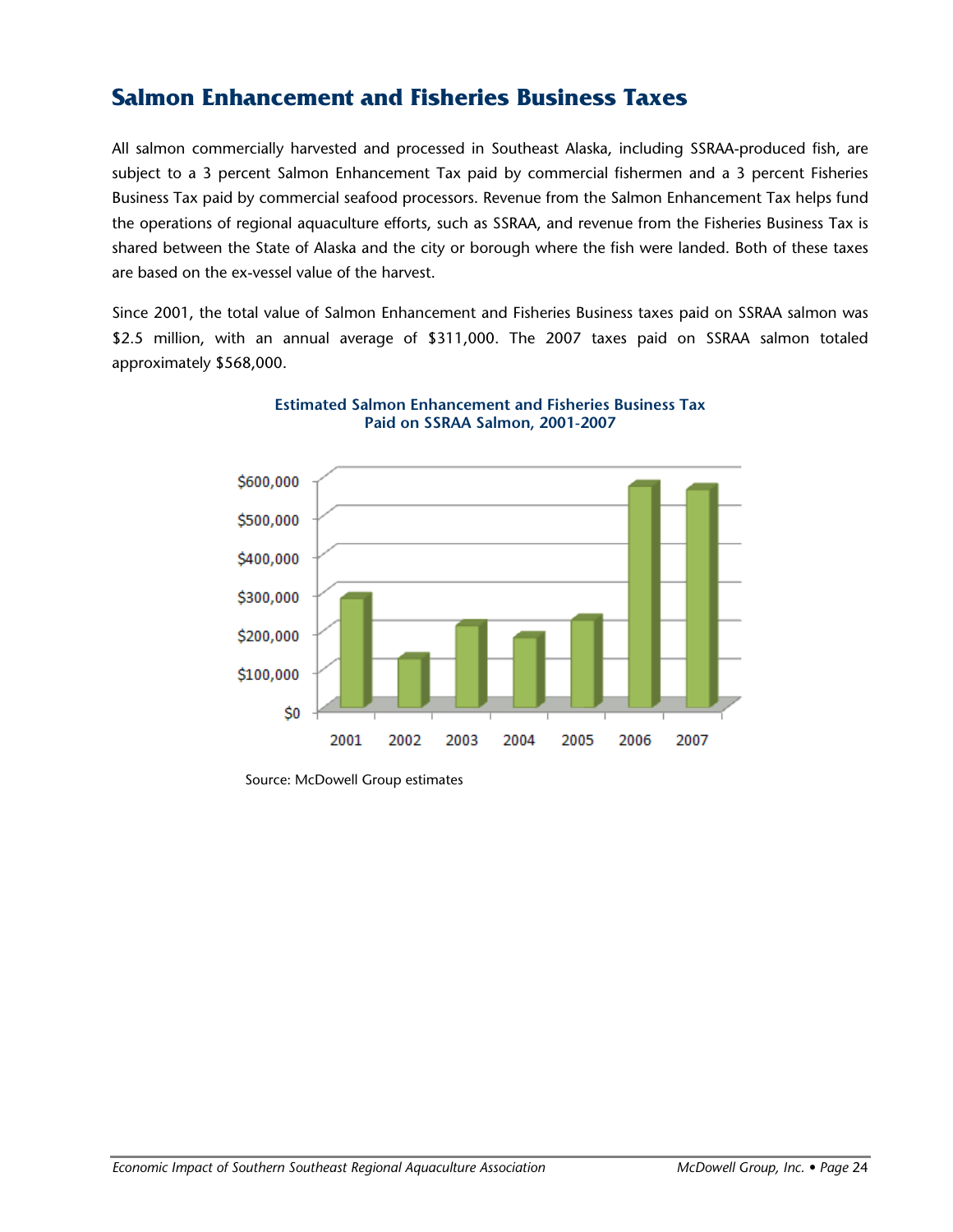## Salmon Enhancement and Fisheries Business Taxes

All salmon commercially harvested and processed in Southeast Alaska, including SSRAA-produced fish, are subject to a 3 percent Salmon Enhancement Tax paid by commercial fishermen and a 3 percent Fisheries Business Tax paid by commercial seafood processors. Revenue from the Salmon Enhancement Tax helps fund the operations of regional aquaculture efforts, such as SSRAA, and revenue from the Fisheries Business Tax is shared between the State of Alaska and the city or borough where the fish were landed. Both of these taxes are based on the ex-vessel value of the harvest.

Since 2001, the total value of Salmon Enhancement and Fisheries Business taxes paid on SSRAA salmon was $2.5 million, with an annual average of $311,000. The 2007 taxes paid on SSRAA salmon totaled approximately $568,000.

**Estimated Salmon Enhancement and Fisheries Business Tax Paid on SSRAA Salmon, 2001-2007**

Source: McDowell Group estimates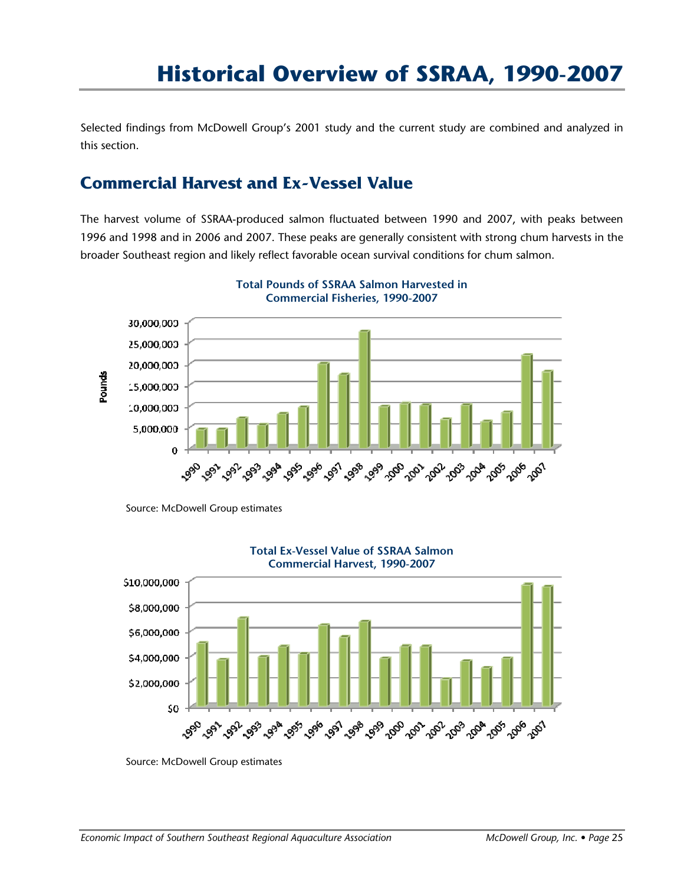# Historical Overview of SSRAA, 1990-2007

Selected findings from McDowell Group's 2001 study and the current study are combined and analyzed in this section.

## Commercial Harvest and Ex-Vessel Value

The harvest volume of SSRAA-produced salmon fluctuated between 1990 and 2007, with peaks between 1996 and 1998 and in 2006 and 2007. These peaks are generally consistent with strong chum harvests in the broader Southeast region and likely reflect favorable ocean survival conditions for chum salmon.

**Total Pounds of SSRAA Salmon Harvested in Commercial Fisheries, 1990-2007**

Source: McDowell Group estimates

**Total Ex-Vessel Value of SSRAA Salmon Commercial Harvest, 1990-2007**

Source: McDowell Group estimates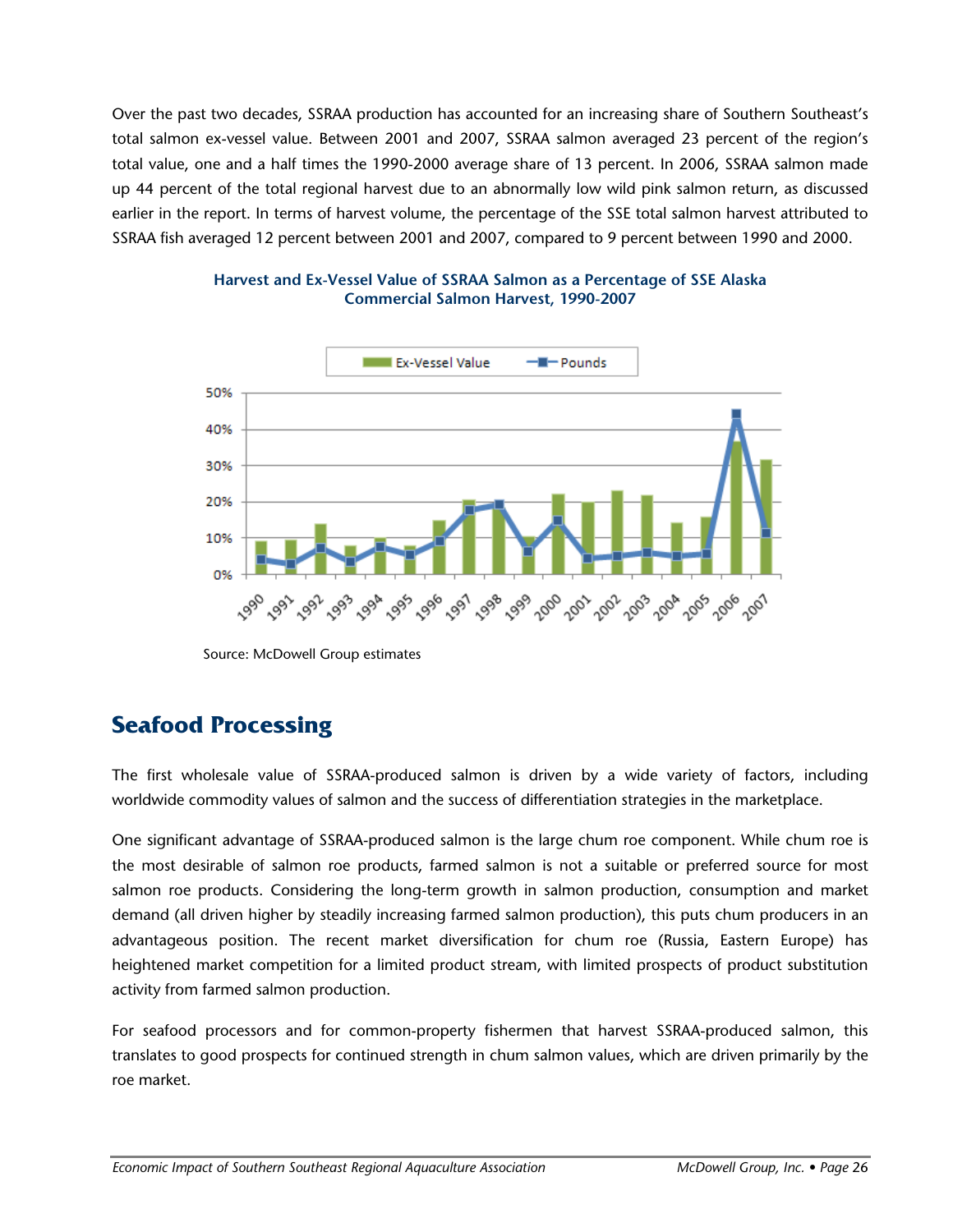Over the past two decades, SSRAA production has accounted for an increasing share of Southern Southeast's total salmon ex-vessel value. Between 2001 and 2007, SSRAA salmon averaged 23 percent of the region's total value, one and a half times the 1990-2000 average share of 13 percent. In 2006, SSRAA salmon made up 44 percent of the total regional harvest due to an abnormally low wild pink salmon return, as discussed earlier in the report. In terms of harvest volume, the percentage of the SSE total salmon harvest attributed to SSRAA fish averaged 12 percent between 2001 and 2007, compared to 9 percent between 1990 and 2000.

**Harvest and Ex-Vessel Value of SSRAA Salmon as a Percentage of SSE Alaska Commercial Salmon Harvest, 1990-2007**

Source: McDowell Group estimates

## Seafood Processing

The first wholesale value of SSRAA-produced salmon is driven by a wide variety of factors, including worldwide commodity values of salmon and the success of differentiation strategies in the marketplace.

One significant advantage of SSRAA-produced salmon is the large chum roe component. While chum roe is the most desirable of salmon roe products, farmed salmon is not a suitable or preferred source for most salmon roe products. Considering the long-term growth in salmon production, consumption and market demand (all driven higher by steadily increasing farmed salmon production), this puts chum producers in an advantageous position. The recent market diversification for chum roe (Russia, Eastern Europe) has heightened market competition for a limited product stream, with limited prospects of product substitution activity from farmed salmon production.

For seafood processors and for common-property fishermen that harvest SSRAA-produced salmon, this translates to good prospects for continued strength in chum salmon values, which are driven primarily by the roe market.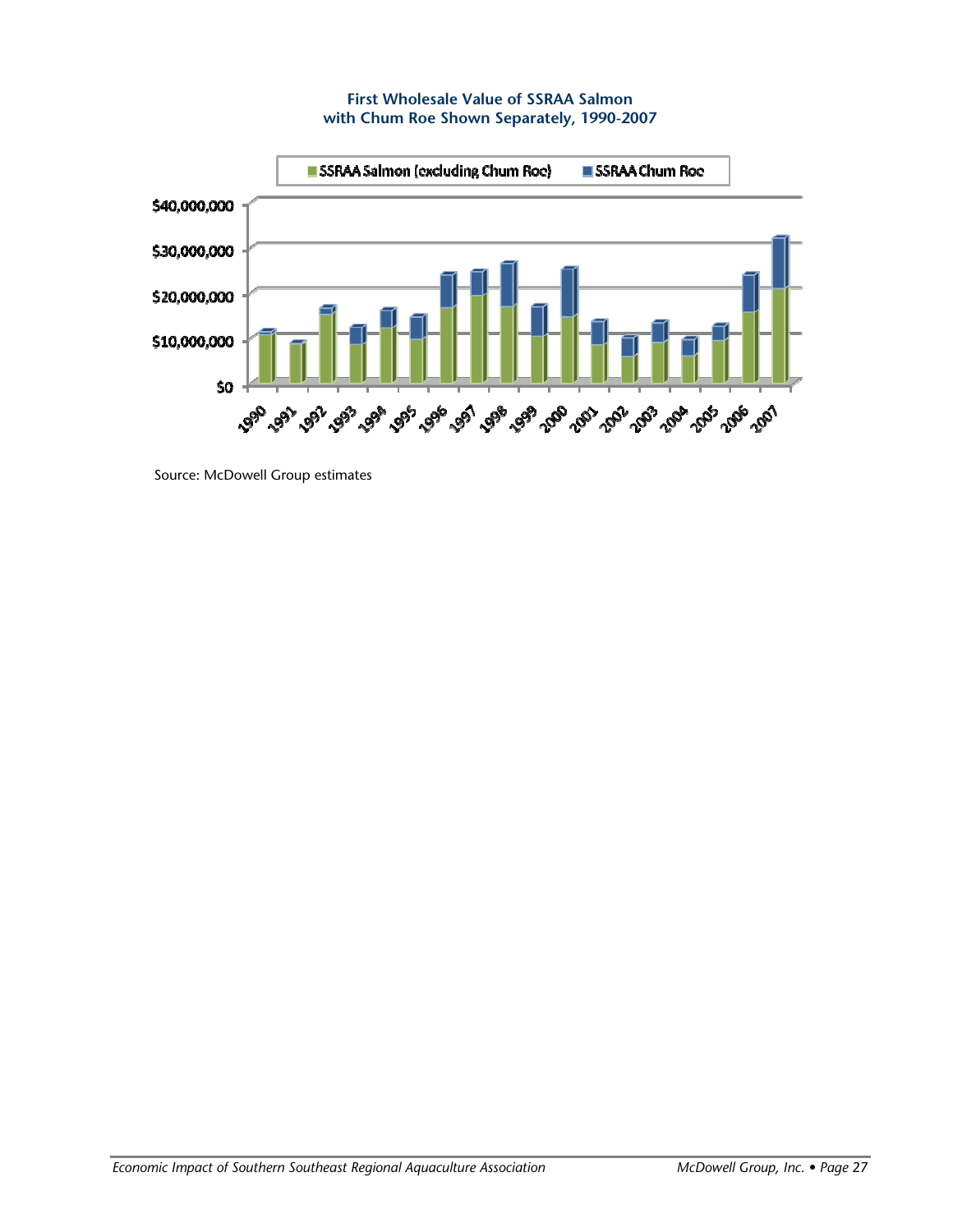**First Wholesale Value of SSRAA Salmon with Chum Roe Shown Separately, 1990-2007**

SSRAA Salmon (excluding Chum Roe)
SSRAA Chum Roe

$40,000,000
$30,000,000
$20,000,000
$10,000,000
$0

1990
1991
1992
1993
1994
1995
1996
1997
1998
1999
2000
2001
2002
2003
2004
2005
2006
2007

Source: McDowell Group estimates